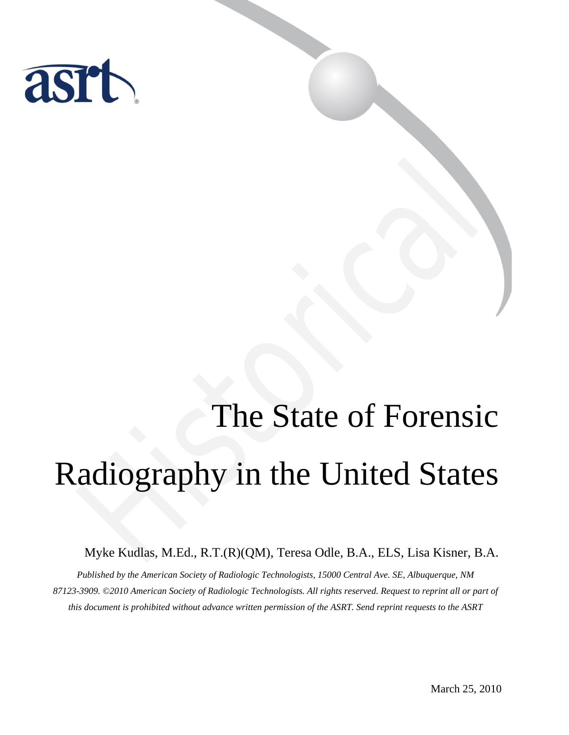# The State of Forensic Radiography in the United States

Myke Kudlas, M.Ed., R.T.(R)(QM), Teresa Odle, B.A., ELS, Lisa Kisner, B.A.

*Published by the American Society of Radiologic Technologists, 15000 Central Ave. SE, Albuquerque, NM 87123-3909. ©2010 American Society of Radiologic Technologists. All rights reserved. Request to reprint all or part of this document is prohibited without advance written permission of the ASRT. Send reprint requests to the ASRT*

March 25, 2010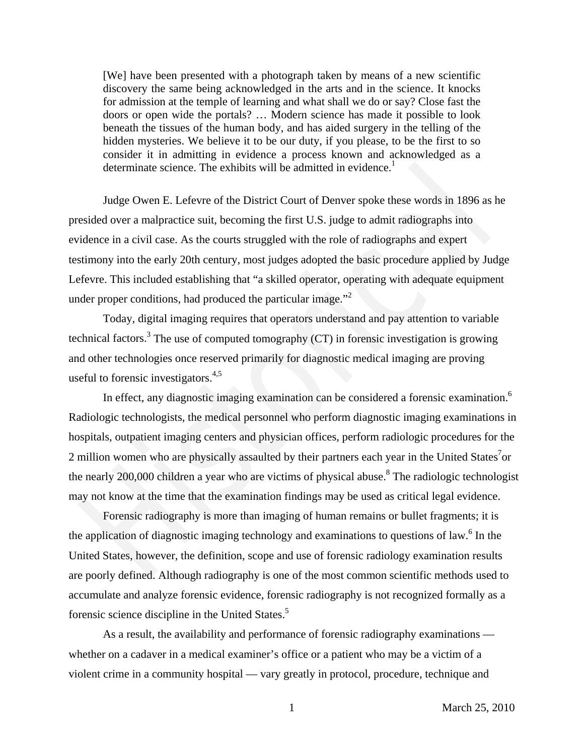> [We] have been presented with a photograph taken by means of a new scientific discovery the same being acknowledged in the arts and in the science. It knocks for admission at the temple of learning and what shall we do or say? Close fast the doors or open wide the portals? … Modern science has made it possible to look beneath the tissues of the human body, and has aided surgery in the telling of the hidden mysteries. We believe it to be our duty, if you please, to be the first to so consider it in admitting in evidence a process known and acknowledged as a determinate science. The exhibits will be admitted in evidence.[1]

Judge Owen E. Lefevre of the District Court of Denver spoke these words in 1896 as he presided over a malpractice suit, becoming the first U.S. judge to admit radiographs into evidence in a civil case. As the courts struggled with the role of radiographs and expert testimony into the early 20th century, most judges adopted the basic procedure applied by Judge Lefevre. This included establishing that "a skilled operator, operating with adequate equipment under proper conditions, had produced the particular image."[2]

Today, digital imaging requires that operators understand and pay attention to variable technical factors.[3] The use of computed tomography (CT) in forensic investigation is growing and other technologies once reserved primarily for diagnostic medical imaging are proving useful to forensic investigators.[4,5]

In effect, any diagnostic imaging examination can be considered a forensic examination.[6] Radiologic technologists, the medical personnel who perform diagnostic imaging examinations in hospitals, outpatient imaging centers and physician offices, perform radiologic procedures for the 2 million women who are physically assaulted by their partners each year in the United States[7] or the nearly 200,000 children a year who are victims of physical abuse.[8] The radiologic technologist may not know at the time that the examination findings may be used as critical legal evidence.

Forensic radiography is more than imaging of human remains or bullet fragments; it is the application of diagnostic imaging technology and examinations to questions of law.[6] In the United States, however, the definition, scope and use of forensic radiology examination results are poorly defined. Although radiography is one of the most common scientific methods used to accumulate and analyze forensic evidence, forensic radiography is not recognized formally as a forensic science discipline in the United States.[5]

As a result, the availability and performance of forensic radiography examinations — whether on a cadaver in a medical examiner's office or a patient who may be a victim of a violent crime in a community hospital — vary greatly in protocol, procedure, technique and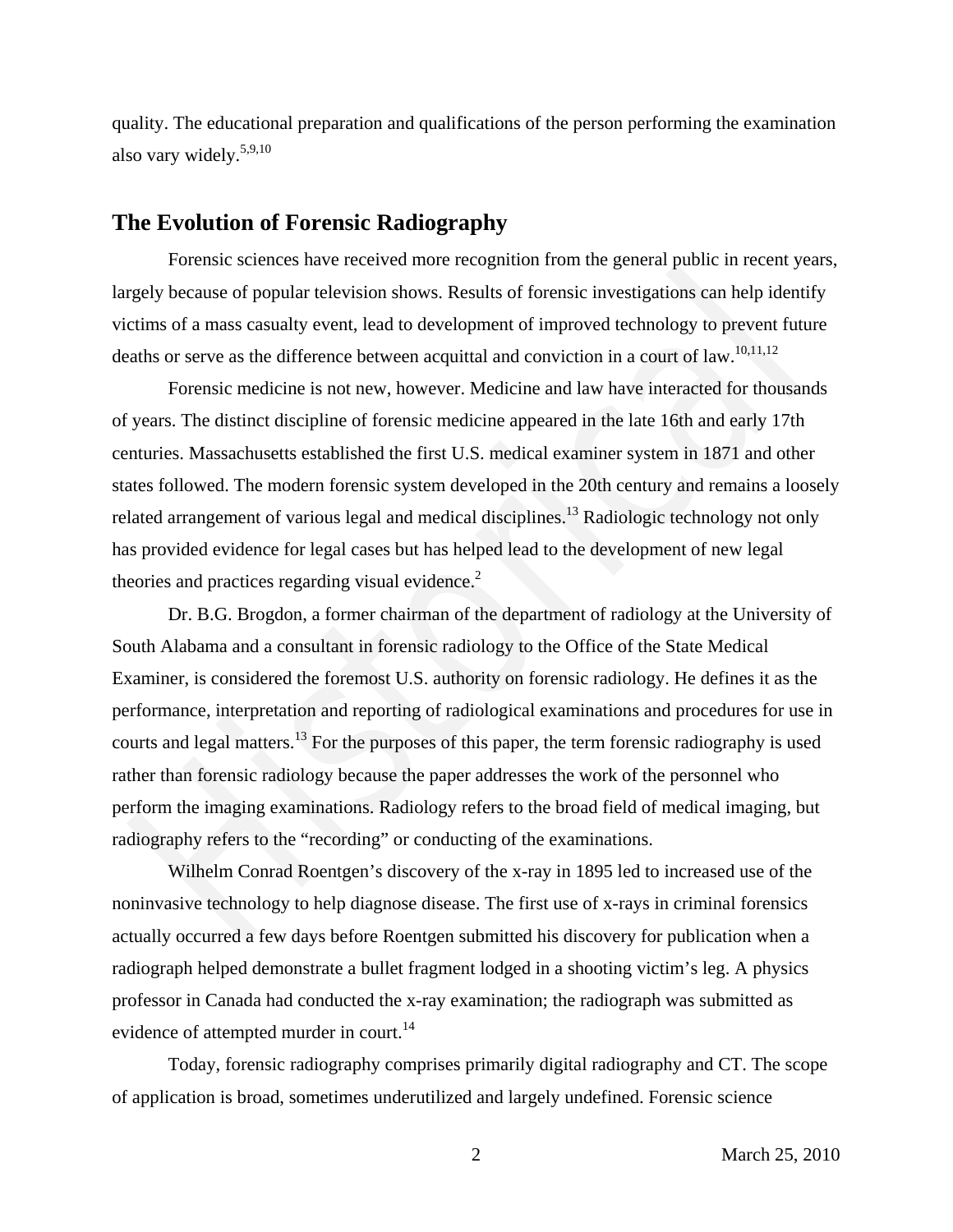quality. The educational preparation and qualifications of the person performing the examination also vary widely.[5,9,10]

## The Evolution of Forensic Radiography

Forensic sciences have received more recognition from the general public in recent years, largely because of popular television shows. Results of forensic investigations can help identify victims of a mass casualty event, lead to development of improved technology to prevent future deaths or serve as the difference between acquittal and conviction in a court of law.[10,11,12]

Forensic medicine is not new, however. Medicine and law have interacted for thousands of years. The distinct discipline of forensic medicine appeared in the late 16th and early 17th centuries. Massachusetts established the first U.S. medical examiner system in 1871 and other states followed. The modern forensic system developed in the 20th century and remains a loosely related arrangement of various legal and medical disciplines.[13] Radiologic technology not only has provided evidence for legal cases but has helped lead to the development of new legal theories and practices regarding visual evidence.[2]

Dr. B.G. Brogdon, a former chairman of the department of radiology at the University of South Alabama and a consultant in forensic radiology to the Office of the State Medical Examiner, is considered the foremost U.S. authority on forensic radiology. He defines it as the performance, interpretation and reporting of radiological examinations and procedures for use in courts and legal matters.[13] For the purposes of this paper, the term forensic radiography is used rather than forensic radiology because the paper addresses the work of the personnel who perform the imaging examinations. Radiology refers to the broad field of medical imaging, but radiography refers to the "recording" or conducting of the examinations.

Wilhelm Conrad Roentgen's discovery of the x-ray in 1895 led to increased use of the noninvasive technology to help diagnose disease. The first use of x-rays in criminal forensics actually occurred a few days before Roentgen submitted his discovery for publication when a radiograph helped demonstrate a bullet fragment lodged in a shooting victim's leg. A physics professor in Canada had conducted the x-ray examination; the radiograph was submitted as evidence of attempted murder in court.[14]

Today, forensic radiography comprises primarily digital radiography and CT. The scope of application is broad, sometimes underutilized and largely undefined. Forensic science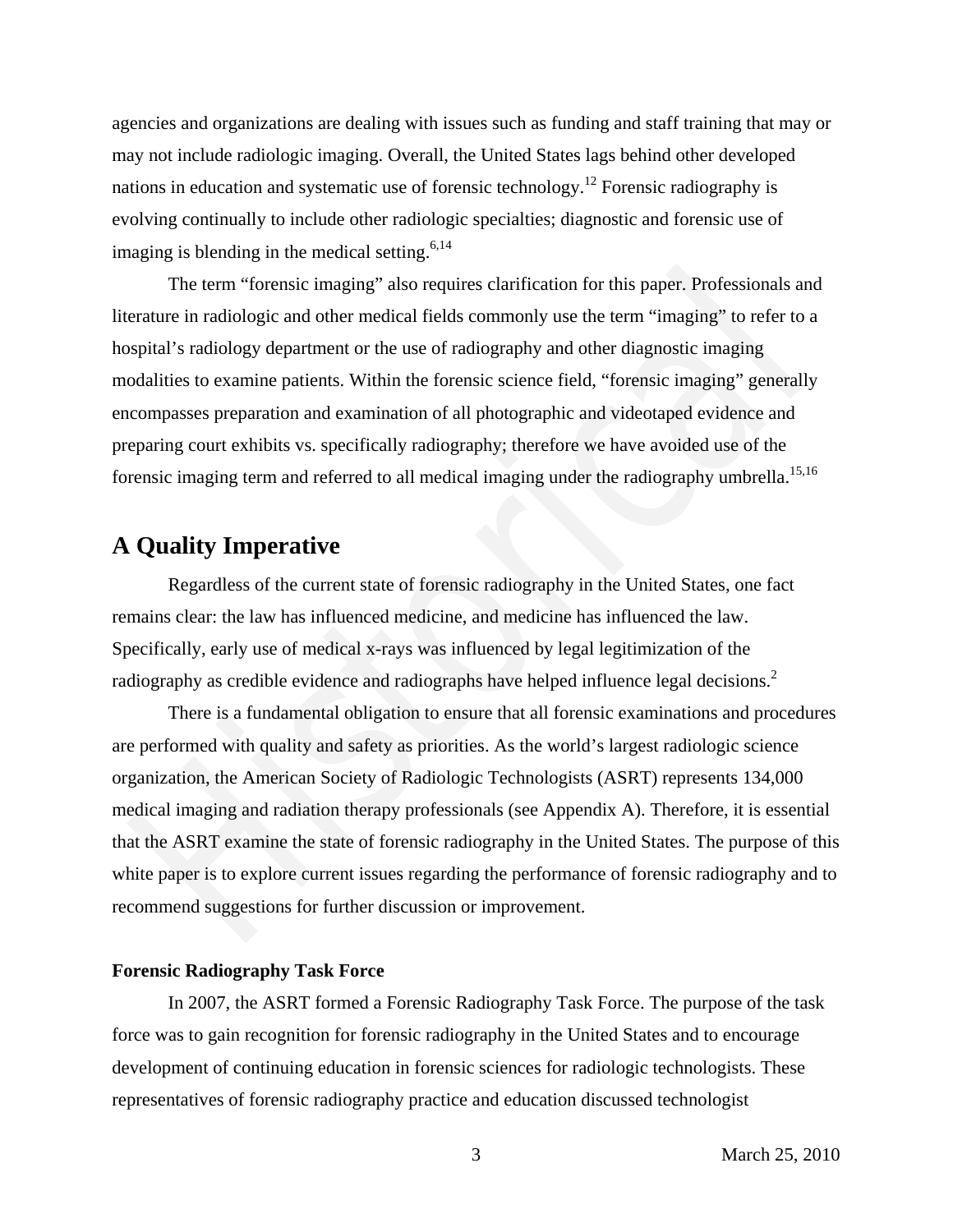agencies and organizations are dealing with issues such as funding and staff training that may or may not include radiologic imaging. Overall, the United States lags behind other developed nations in education and systematic use of forensic technology.[12] Forensic radiography is evolving continually to include other radiologic specialties; diagnostic and forensic use of imaging is blending in the medical setting.[6,14]

The term "forensic imaging" also requires clarification for this paper. Professionals and literature in radiologic and other medical fields commonly use the term "imaging" to refer to a hospital's radiology department or the use of radiography and other diagnostic imaging modalities to examine patients. Within the forensic science field, "forensic imaging" generally encompasses preparation and examination of all photographic and videotaped evidence and preparing court exhibits vs. specifically radiography; therefore we have avoided use of the forensic imaging term and referred to all medical imaging under the radiography umbrella.[15,16]

## A Quality Imperative

Regardless of the current state of forensic radiography in the United States, one fact remains clear: the law has influenced medicine, and medicine has influenced the law. Specifically, early use of medical x-rays was influenced by legal legitimization of the radiography as credible evidence and radiographs have helped influence legal decisions.[2]

There is a fundamental obligation to ensure that all forensic examinations and procedures are performed with quality and safety as priorities. As the world's largest radiologic science organization, the American Society of Radiologic Technologists (ASRT) represents 134,000 medical imaging and radiation therapy professionals (see Appendix A). Therefore, it is essential that the ASRT examine the state of forensic radiography in the United States. The purpose of this white paper is to explore current issues regarding the performance of forensic radiography and to recommend suggestions for further discussion or improvement.

### Forensic Radiography Task Force

In 2007, the ASRT formed a Forensic Radiography Task Force. The purpose of the task force was to gain recognition for forensic radiography in the United States and to encourage development of continuing education in forensic sciences for radiologic technologists. These representatives of forensic radiography practice and education discussed technologist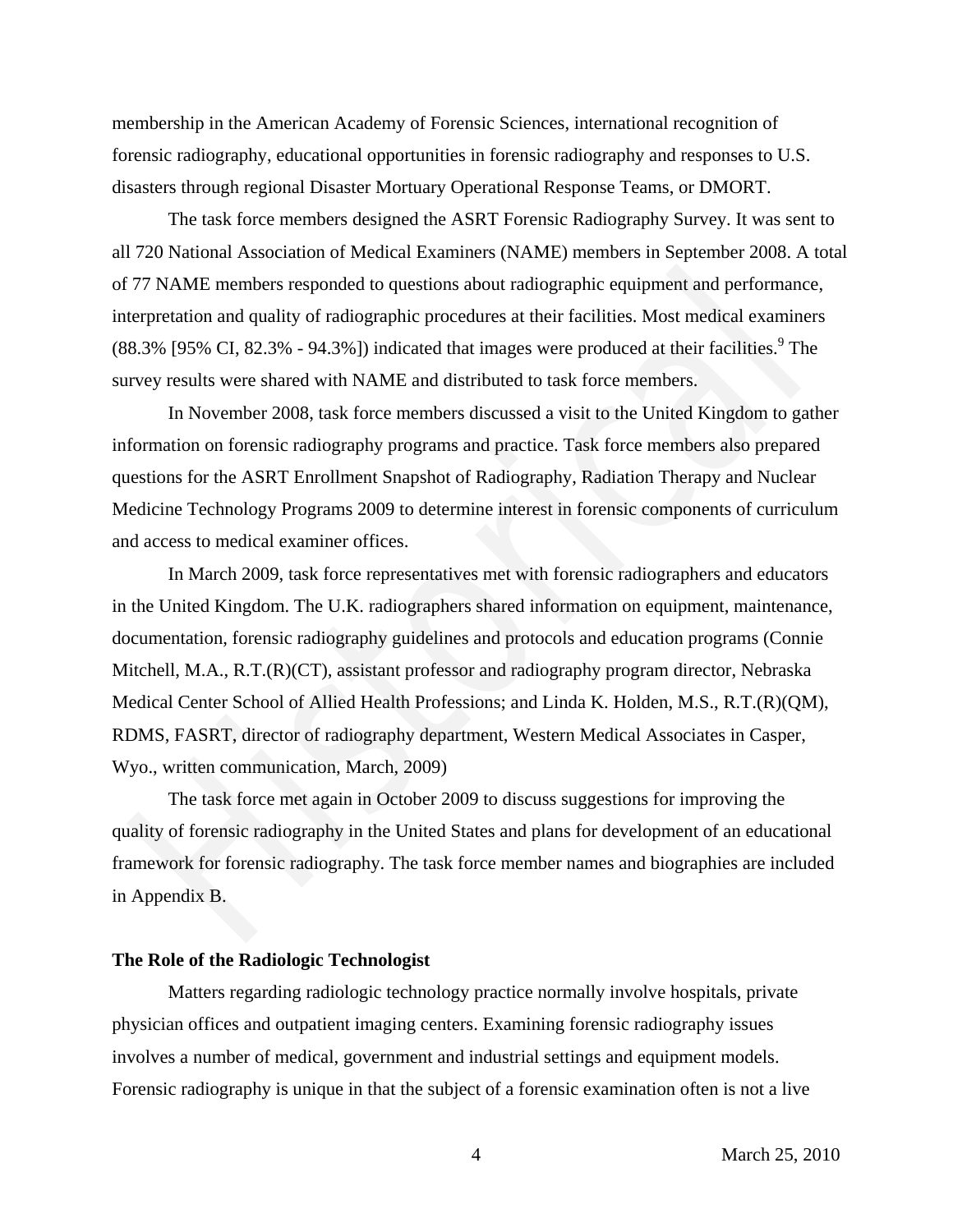membership in the American Academy of Forensic Sciences, international recognition of forensic radiography, educational opportunities in forensic radiography and responses to U.S. disasters through regional Disaster Mortuary Operational Response Teams, or DMORT.

The task force members designed the ASRT Forensic Radiography Survey. It was sent to all 720 National Association of Medical Examiners (NAME) members in September 2008. A total of 77 NAME members responded to questions about radiographic equipment and performance, interpretation and quality of radiographic procedures at their facilities. Most medical examiners (88.3% [95% CI, 82.3% - 94.3%]) indicated that images were produced at their facilities.[9] The survey results were shared with NAME and distributed to task force members.

In November 2008, task force members discussed a visit to the United Kingdom to gather information on forensic radiography programs and practice. Task force members also prepared questions for the ASRT Enrollment Snapshot of Radiography, Radiation Therapy and Nuclear Medicine Technology Programs 2009 to determine interest in forensic components of curriculum and access to medical examiner offices.

In March 2009, task force representatives met with forensic radiographers and educators in the United Kingdom. The U.K. radiographers shared information on equipment, maintenance, documentation, forensic radiography guidelines and protocols and education programs (Connie Mitchell, M.A., R.T.(R)(CT), assistant professor and radiography program director, Nebraska Medical Center School of Allied Health Professions; and Linda K. Holden, M.S., R.T.(R)(QM), RDMS, FASRT, director of radiography department, Western Medical Associates in Casper, Wyo., written communication, March, 2009)

The task force met again in October 2009 to discuss suggestions for improving the quality of forensic radiography in the United States and plans for development of an educational framework for forensic radiography. The task force member names and biographies are included in Appendix B.

**The Role of the Radiologic Technologist**

Matters regarding radiologic technology practice normally involve hospitals, private physician offices and outpatient imaging centers. Examining forensic radiography issues involves a number of medical, government and industrial settings and equipment models. Forensic radiography is unique in that the subject of a forensic examination often is not a live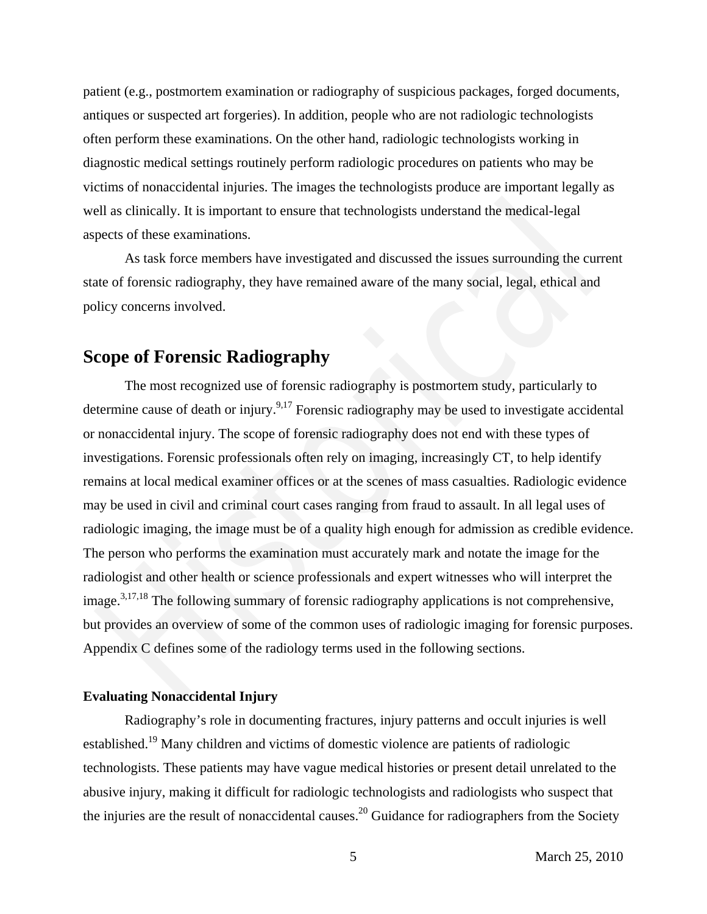patient (e.g., postmortem examination or radiography of suspicious packages, forged documents, antiques or suspected art forgeries). In addition, people who are not radiologic technologists often perform these examinations. On the other hand, radiologic technologists working in diagnostic medical settings routinely perform radiologic procedures on patients who may be victims of nonaccidental injuries. The images the technologists produce are important legally as well as clinically. It is important to ensure that technologists understand the medical-legal aspects of these examinations.

As task force members have investigated and discussed the issues surrounding the current state of forensic radiography, they have remained aware of the many social, legal, ethical and policy concerns involved.

## Scope of Forensic Radiography

The most recognized use of forensic radiography is postmortem study, particularly to determine cause of death or injury.[9,17] Forensic radiography may be used to investigate accidental or nonaccidental injury. The scope of forensic radiography does not end with these types of investigations. Forensic professionals often rely on imaging, increasingly CT, to help identify remains at local medical examiner offices or at the scenes of mass casualties. Radiologic evidence may be used in civil and criminal court cases ranging from fraud to assault. In all legal uses of radiologic imaging, the image must be of a quality high enough for admission as credible evidence. The person who performs the examination must accurately mark and notate the image for the radiologist and other health or science professionals and expert witnesses who will interpret the image.[3,17,18] The following summary of forensic radiography applications is not comprehensive, but provides an overview of some of the common uses of radiologic imaging for forensic purposes. Appendix C defines some of the radiology terms used in the following sections.

#### Evaluating Nonaccidental Injury

Radiography's role in documenting fractures, injury patterns and occult injuries is well established.[19] Many children and victims of domestic violence are patients of radiologic technologists. These patients may have vague medical histories or present detail unrelated to the abusive injury, making it difficult for radiologic technologists and radiologists who suspect that the injuries are the result of nonaccidental causes.[20] Guidance for radiographers from the Society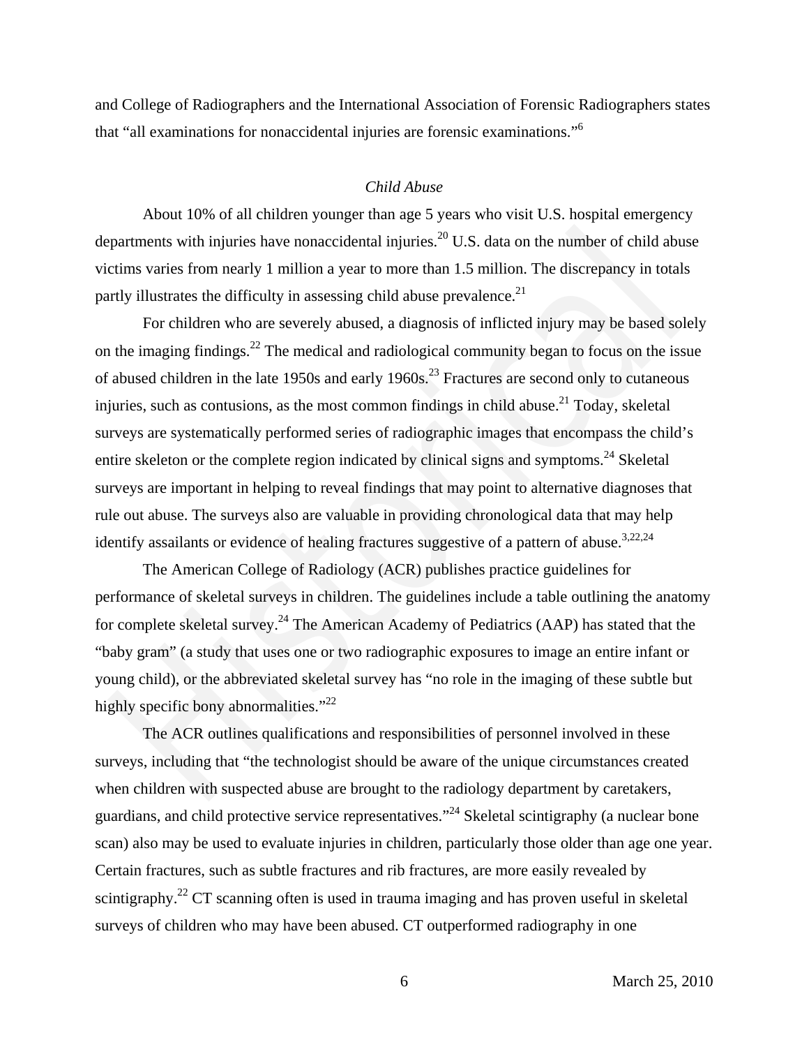and College of Radiographers and the International Association of Forensic Radiographers states that "all examinations for nonaccidental injuries are forensic examinations."[6]

### *Child Abuse*

About 10% of all children younger than age 5 years who visit U.S. hospital emergency departments with injuries have nonaccidental injuries.[20] U.S. data on the number of child abuse victims varies from nearly 1 million a year to more than 1.5 million. The discrepancy in totals partly illustrates the difficulty in assessing child abuse prevalence.[21]

For children who are severely abused, a diagnosis of inflicted injury may be based solely on the imaging findings.[22] The medical and radiological community began to focus on the issue of abused children in the late 1950s and early 1960s.[23] Fractures are second only to cutaneous injuries, such as contusions, as the most common findings in child abuse.[21] Today, skeletal surveys are systematically performed series of radiographic images that encompass the child's entire skeleton or the complete region indicated by clinical signs and symptoms.[24] Skeletal surveys are important in helping to reveal findings that may point to alternative diagnoses that rule out abuse. The surveys also are valuable in providing chronological data that may help identify assailants or evidence of healing fractures suggestive of a pattern of abuse.[3,22,24]

The American College of Radiology (ACR) publishes practice guidelines for performance of skeletal surveys in children. The guidelines include a table outlining the anatomy for complete skeletal survey.[24] The American Academy of Pediatrics (AAP) has stated that the "baby gram" (a study that uses one or two radiographic exposures to image an entire infant or young child), or the abbreviated skeletal survey has "no role in the imaging of these subtle but highly specific bony abnormalities."[22]

The ACR outlines qualifications and responsibilities of personnel involved in these surveys, including that "the technologist should be aware of the unique circumstances created when children with suspected abuse are brought to the radiology department by caretakers, guardians, and child protective service representatives."[24] Skeletal scintigraphy (a nuclear bone scan) also may be used to evaluate injuries in children, particularly those older than age one year. Certain fractures, such as subtle fractures and rib fractures, are more easily revealed by scintigraphy.[22] CT scanning often is used in trauma imaging and has proven useful in skeletal surveys of children who may have been abused. CT outperformed radiography in one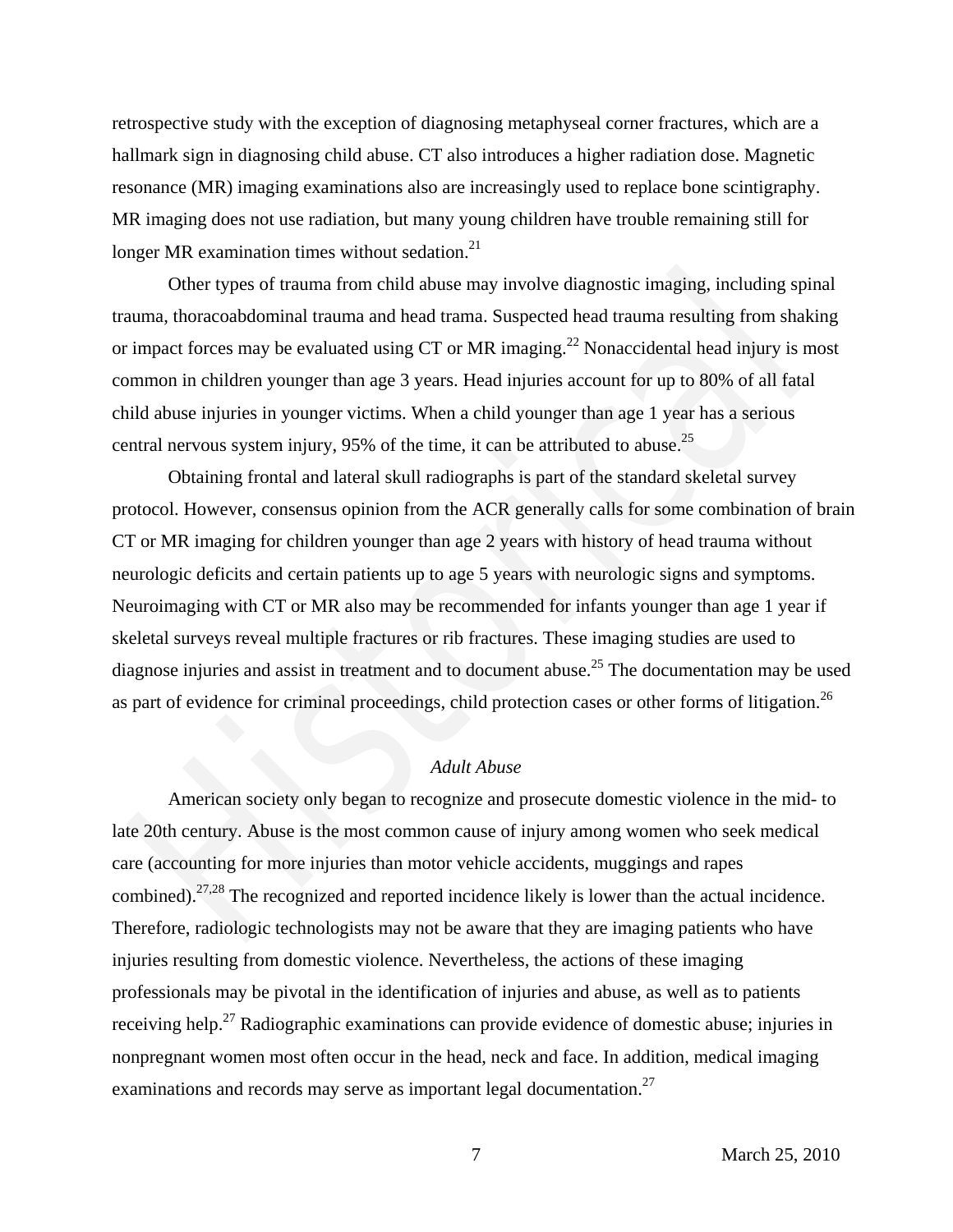retrospective study with the exception of diagnosing metaphyseal corner fractures, which are a hallmark sign in diagnosing child abuse. CT also introduces a higher radiation dose. Magnetic resonance (MR) imaging examinations also are increasingly used to replace bone scintigraphy. MR imaging does not use radiation, but many young children have trouble remaining still for longer MR examination times without sedation.[21]

Other types of trauma from child abuse may involve diagnostic imaging, including spinal trauma, thoracoabdominal trauma and head trama. Suspected head trauma resulting from shaking or impact forces may be evaluated using CT or MR imaging.[22] Nonaccidental head injury is most common in children younger than age 3 years. Head injuries account for up to 80% of all fatal child abuse injuries in younger victims. When a child younger than age 1 year has a serious central nervous system injury, 95% of the time, it can be attributed to abuse.[25]

Obtaining frontal and lateral skull radiographs is part of the standard skeletal survey protocol. However, consensus opinion from the ACR generally calls for some combination of brain CT or MR imaging for children younger than age 2 years with history of head trauma without neurologic deficits and certain patients up to age 5 years with neurologic signs and symptoms. Neuroimaging with CT or MR also may be recommended for infants younger than age 1 year if skeletal surveys reveal multiple fractures or rib fractures. These imaging studies are used to diagnose injuries and assist in treatment and to document abuse.[25] The documentation may be used as part of evidence for criminal proceedings, child protection cases or other forms of litigation.[26]

*Adult Abuse*

American society only began to recognize and prosecute domestic violence in the mid- to late 20th century. Abuse is the most common cause of injury among women who seek medical care (accounting for more injuries than motor vehicle accidents, muggings and rapes combined).[27,28] The recognized and reported incidence likely is lower than the actual incidence. Therefore, radiologic technologists may not be aware that they are imaging patients who have injuries resulting from domestic violence. Nevertheless, the actions of these imaging professionals may be pivotal in the identification of injuries and abuse, as well as to patients receiving help.[27] Radiographic examinations can provide evidence of domestic abuse; injuries in nonpregnant women most often occur in the head, neck and face. In addition, medical imaging examinations and records may serve as important legal documentation.[27]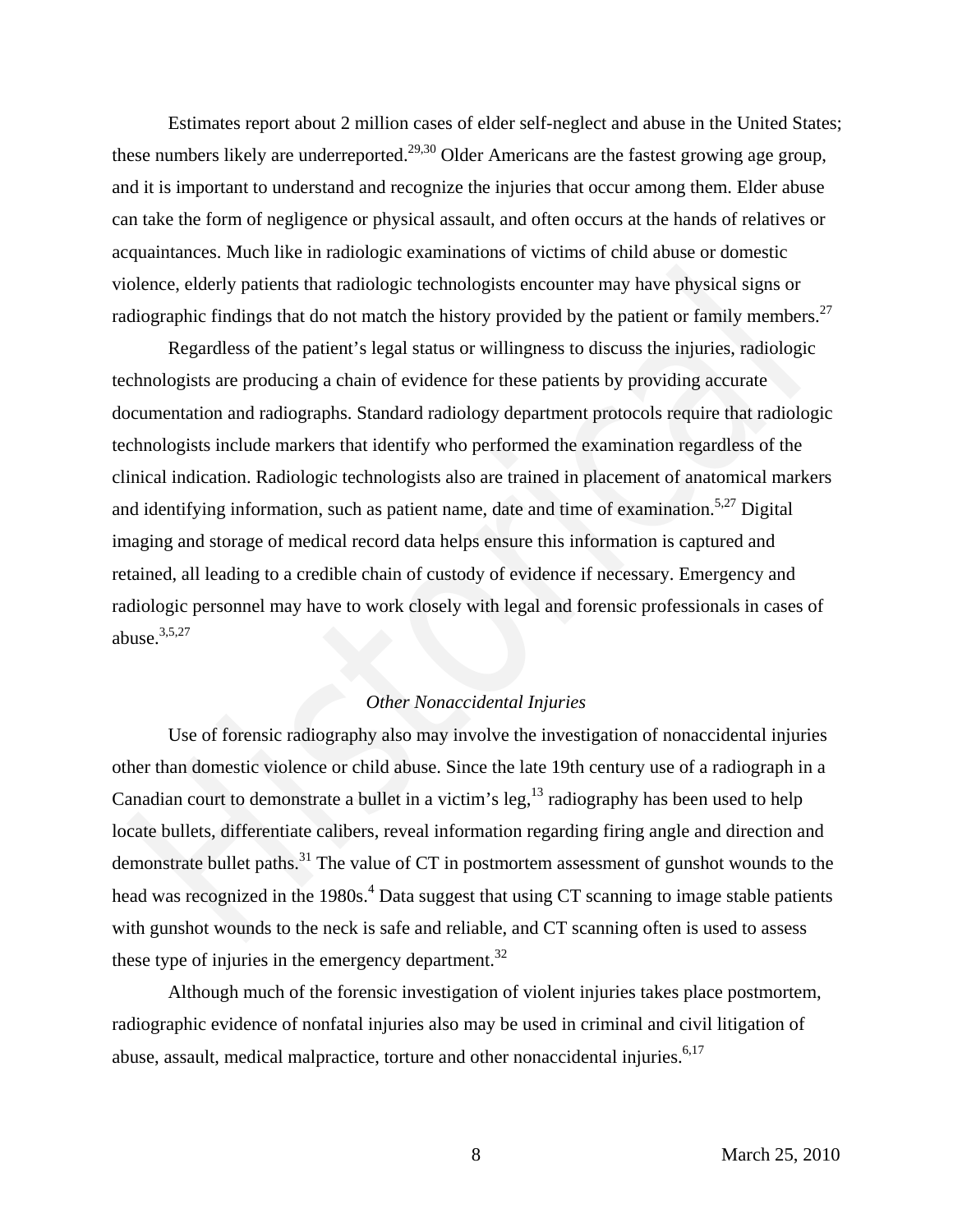Estimates report about 2 million cases of elder self-neglect and abuse in the United States; these numbers likely are underreported.[29,30] Older Americans are the fastest growing age group, and it is important to understand and recognize the injuries that occur among them. Elder abuse can take the form of negligence or physical assault, and often occurs at the hands of relatives or acquaintances. Much like in radiologic examinations of victims of child abuse or domestic violence, elderly patients that radiologic technologists encounter may have physical signs or radiographic findings that do not match the history provided by the patient or family members.[27]

Regardless of the patient's legal status or willingness to discuss the injuries, radiologic technologists are producing a chain of evidence for these patients by providing accurate documentation and radiographs. Standard radiology department protocols require that radiologic technologists include markers that identify who performed the examination regardless of the clinical indication. Radiologic technologists also are trained in placement of anatomical markers and identifying information, such as patient name, date and time of examination.[5,27] Digital imaging and storage of medical record data helps ensure this information is captured and retained, all leading to a credible chain of custody of evidence if necessary. Emergency and radiologic personnel may have to work closely with legal and forensic professionals in cases of abuse.[3,5,27]

### *Other Nonaccidental Injuries*

Use of forensic radiography also may involve the investigation of nonaccidental injuries other than domestic violence or child abuse. Since the late 19th century use of a radiograph in a Canadian court to demonstrate a bullet in a victim's leg,[13] radiography has been used to help locate bullets, differentiate calibers, reveal information regarding firing angle and direction and demonstrate bullet paths.[31] The value of CT in postmortem assessment of gunshot wounds to the head was recognized in the 1980s.[4] Data suggest that using CT scanning to image stable patients with gunshot wounds to the neck is safe and reliable, and CT scanning often is used to assess these type of injuries in the emergency department.[32]

Although much of the forensic investigation of violent injuries takes place postmortem, radiographic evidence of nonfatal injuries also may be used in criminal and civil litigation of abuse, assault, medical malpractice, torture and other nonaccidental injuries.[6,17]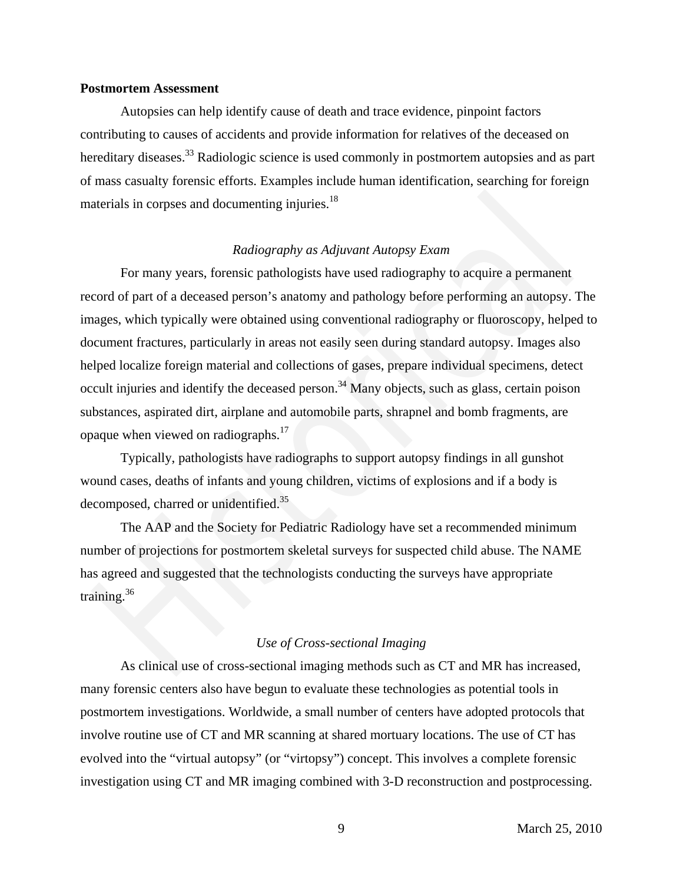**Postmortem Assessment**

Autopsies can help identify cause of death and trace evidence, pinpoint factors contributing to causes of accidents and provide information for relatives of the deceased on hereditary diseases.[33] Radiologic science is used commonly in postmortem autopsies and as part of mass casualty forensic efforts. Examples include human identification, searching for foreign materials in corpses and documenting injuries.[18]

*Radiography as Adjuvant Autopsy Exam*

For many years, forensic pathologists have used radiography to acquire a permanent record of part of a deceased person's anatomy and pathology before performing an autopsy. The images, which typically were obtained using conventional radiography or fluoroscopy, helped to document fractures, particularly in areas not easily seen during standard autopsy. Images also helped localize foreign material and collections of gases, prepare individual specimens, detect occult injuries and identify the deceased person.[34] Many objects, such as glass, certain poison substances, aspirated dirt, airplane and automobile parts, shrapnel and bomb fragments, are opaque when viewed on radiographs.[17]

Typically, pathologists have radiographs to support autopsy findings in all gunshot wound cases, deaths of infants and young children, victims of explosions and if a body is decomposed, charred or unidentified.[35]

The AAP and the Society for Pediatric Radiology have set a recommended minimum number of projections for postmortem skeletal surveys for suspected child abuse. The NAME has agreed and suggested that the technologists conducting the surveys have appropriate training.[36]

*Use of Cross-sectional Imaging*

As clinical use of cross-sectional imaging methods such as CT and MR has increased, many forensic centers also have begun to evaluate these technologies as potential tools in postmortem investigations. Worldwide, a small number of centers have adopted protocols that involve routine use of CT and MR scanning at shared mortuary locations. The use of CT has evolved into the "virtual autopsy" (or "virtopsy") concept. This involves a complete forensic investigation using CT and MR imaging combined with 3-D reconstruction and postprocessing.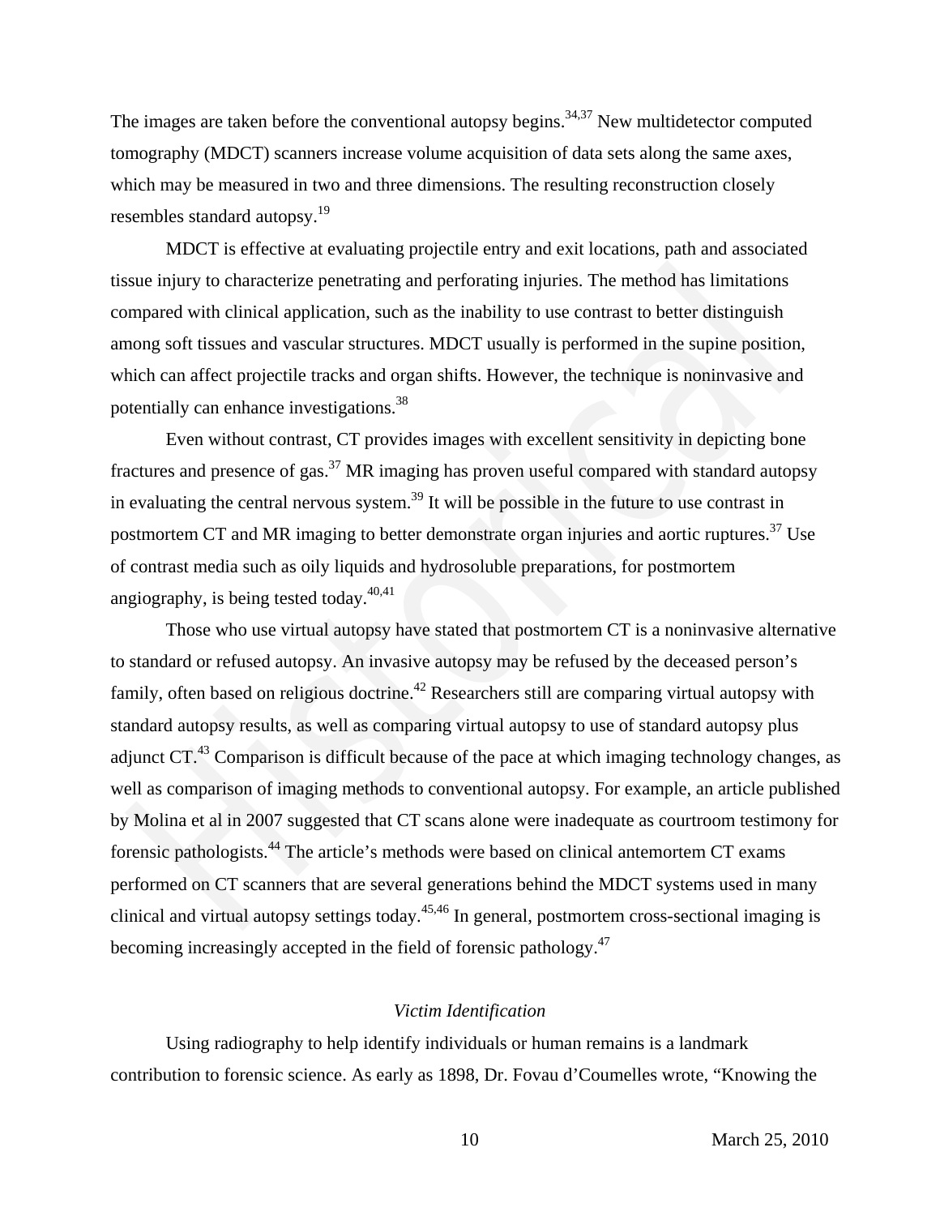The images are taken before the conventional autopsy begins.[34,37] New multidetector computed tomography (MDCT) scanners increase volume acquisition of data sets along the same axes, which may be measured in two and three dimensions. The resulting reconstruction closely resembles standard autopsy.[19]

MDCT is effective at evaluating projectile entry and exit locations, path and associated tissue injury to characterize penetrating and perforating injuries. The method has limitations compared with clinical application, such as the inability to use contrast to better distinguish among soft tissues and vascular structures. MDCT usually is performed in the supine position, which can affect projectile tracks and organ shifts. However, the technique is noninvasive and potentially can enhance investigations.[38]

Even without contrast, CT provides images with excellent sensitivity in depicting bone fractures and presence of gas.[37] MR imaging has proven useful compared with standard autopsy in evaluating the central nervous system.[39] It will be possible in the future to use contrast in postmortem CT and MR imaging to better demonstrate organ injuries and aortic ruptures.[37] Use of contrast media such as oily liquids and hydrosoluble preparations, for postmortem angiography, is being tested today.[40,41]

Those who use virtual autopsy have stated that postmortem CT is a noninvasive alternative to standard or refused autopsy. An invasive autopsy may be refused by the deceased person's family, often based on religious doctrine.[42] Researchers still are comparing virtual autopsy with standard autopsy results, as well as comparing virtual autopsy to use of standard autopsy plus adjunct CT.[43] Comparison is difficult because of the pace at which imaging technology changes, as well as comparison of imaging methods to conventional autopsy. For example, an article published by Molina et al in 2007 suggested that CT scans alone were inadequate as courtroom testimony for forensic pathologists.[44] The article's methods were based on clinical antemortem CT exams performed on CT scanners that are several generations behind the MDCT systems used in many clinical and virtual autopsy settings today.[45,46] In general, postmortem cross-sectional imaging is becoming increasingly accepted in the field of forensic pathology.[47]

### *Victim Identification*

Using radiography to help identify individuals or human remains is a landmark contribution to forensic science. As early as 1898, Dr. Fovau d'Coumelles wrote, "Knowing the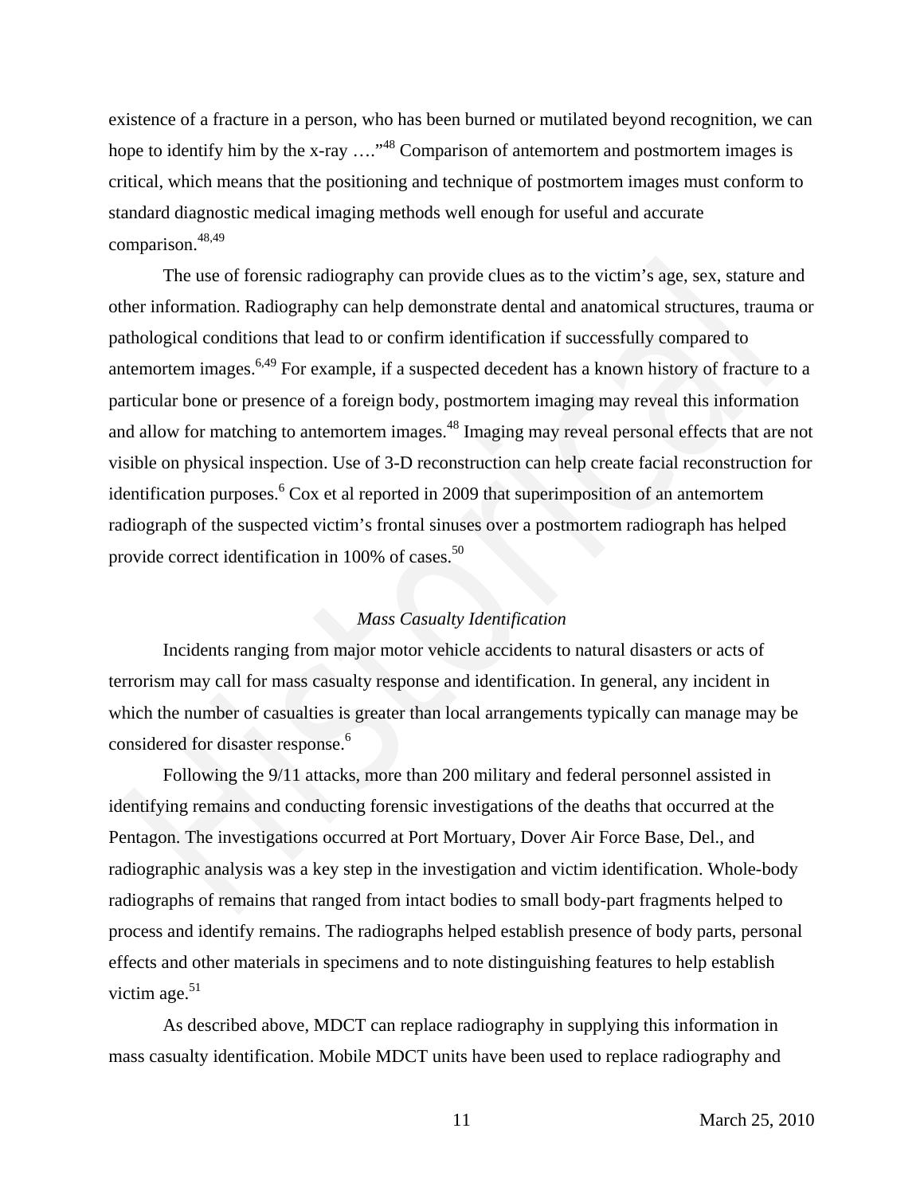existence of a fracture in a person, who has been burned or mutilated beyond recognition, we can hope to identify him by the x-ray ….”[48] Comparison of antemortem and postmortem images is critical, which means that the positioning and technique of postmortem images must conform to standard diagnostic medical imaging methods well enough for useful and accurate comparison.[48,49]

The use of forensic radiography can provide clues as to the victim's age, sex, stature and other information. Radiography can help demonstrate dental and anatomical structures, trauma or pathological conditions that lead to or confirm identification if successfully compared to antemortem images.[6,49] For example, if a suspected decedent has a known history of fracture to a particular bone or presence of a foreign body, postmortem imaging may reveal this information and allow for matching to antemortem images.[48] Imaging may reveal personal effects that are not visible on physical inspection. Use of 3-D reconstruction can help create facial reconstruction for identification purposes.[6] Cox et al reported in 2009 that superimposition of an antemortem radiograph of the suspected victim's frontal sinuses over a postmortem radiograph has helped provide correct identification in 100% of cases.[50]

### *Mass Casualty Identification*

Incidents ranging from major motor vehicle accidents to natural disasters or acts of terrorism may call for mass casualty response and identification. In general, any incident in which the number of casualties is greater than local arrangements typically can manage may be considered for disaster response.[6]

Following the 9/11 attacks, more than 200 military and federal personnel assisted in identifying remains and conducting forensic investigations of the deaths that occurred at the Pentagon. The investigations occurred at Port Mortuary, Dover Air Force Base, Del., and radiographic analysis was a key step in the investigation and victim identification. Whole-body radiographs of remains that ranged from intact bodies to small body-part fragments helped to process and identify remains. The radiographs helped establish presence of body parts, personal effects and other materials in specimens and to note distinguishing features to help establish victim age.[51]

As described above, MDCT can replace radiography in supplying this information in mass casualty identification. Mobile MDCT units have been used to replace radiography and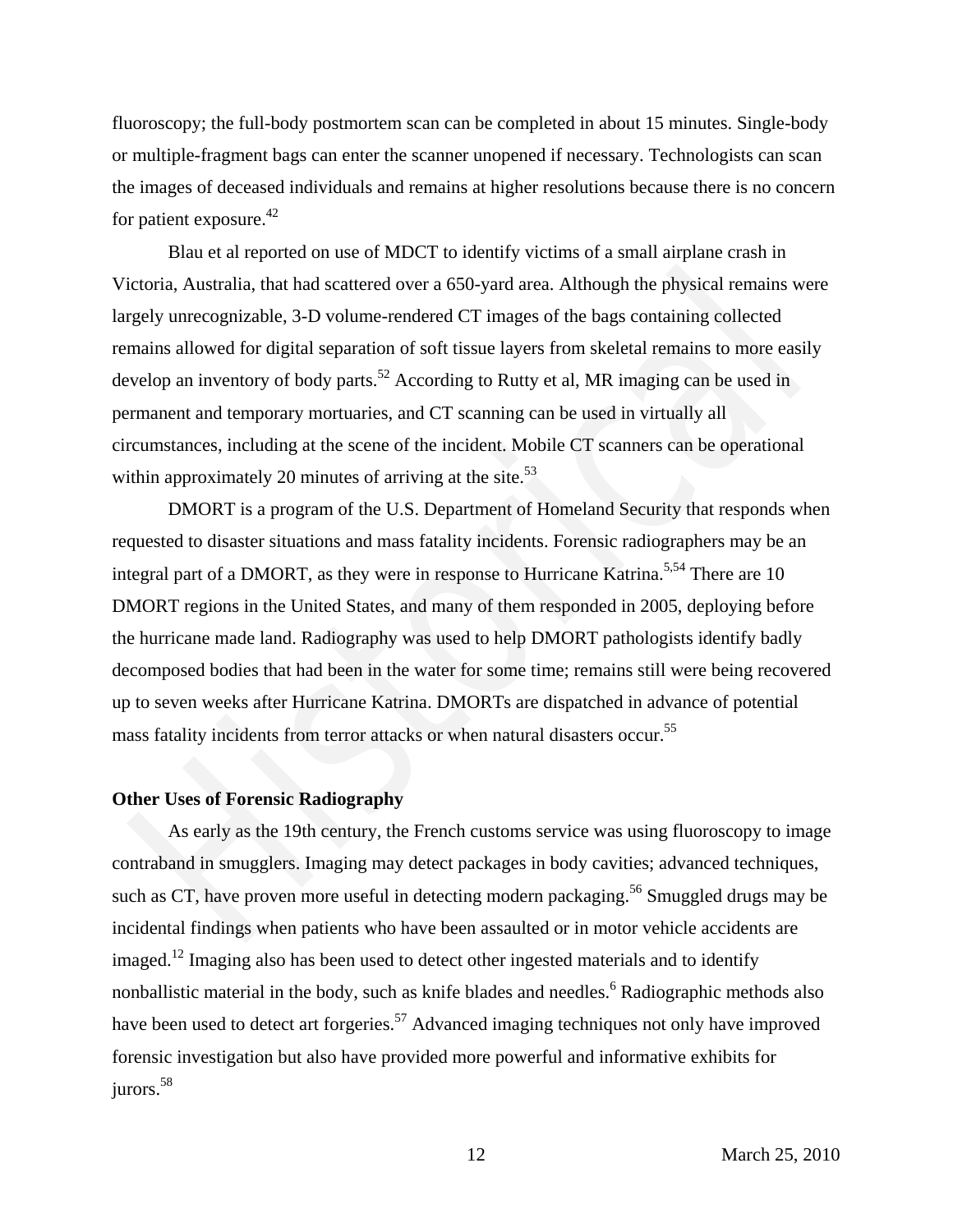fluoroscopy; the full-body postmortem scan can be completed in about 15 minutes. Single-body or multiple-fragment bags can enter the scanner unopened if necessary. Technologists can scan the images of deceased individuals and remains at higher resolutions because there is no concern for patient exposure.[42]

Blau et al reported on use of MDCT to identify victims of a small airplane crash in Victoria, Australia, that had scattered over a 650-yard area. Although the physical remains were largely unrecognizable, 3-D volume-rendered CT images of the bags containing collected remains allowed for digital separation of soft tissue layers from skeletal remains to more easily develop an inventory of body parts.[52] According to Rutty et al, MR imaging can be used in permanent and temporary mortuaries, and CT scanning can be used in virtually all circumstances, including at the scene of the incident. Mobile CT scanners can be operational within approximately 20 minutes of arriving at the site.[53]

DMORT is a program of the U.S. Department of Homeland Security that responds when requested to disaster situations and mass fatality incidents. Forensic radiographers may be an integral part of a DMORT, as they were in response to Hurricane Katrina.[5,54] There are 10 DMORT regions in the United States, and many of them responded in 2005, deploying before the hurricane made land. Radiography was used to help DMORT pathologists identify badly decomposed bodies that had been in the water for some time; remains still were being recovered up to seven weeks after Hurricane Katrina. DMORTs are dispatched in advance of potential mass fatality incidents from terror attacks or when natural disasters occur.[55]

**Other Uses of Forensic Radiography**

As early as the 19th century, the French customs service was using fluoroscopy to image contraband in smugglers. Imaging may detect packages in body cavities; advanced techniques, such as CT, have proven more useful in detecting modern packaging.[56] Smuggled drugs may be incidental findings when patients who have been assaulted or in motor vehicle accidents are imaged.[12] Imaging also has been used to detect other ingested materials and to identify nonballistic material in the body, such as knife blades and needles.[6] Radiographic methods also have been used to detect art forgeries.[57] Advanced imaging techniques not only have improved forensic investigation but also have provided more powerful and informative exhibits for jurors.[58]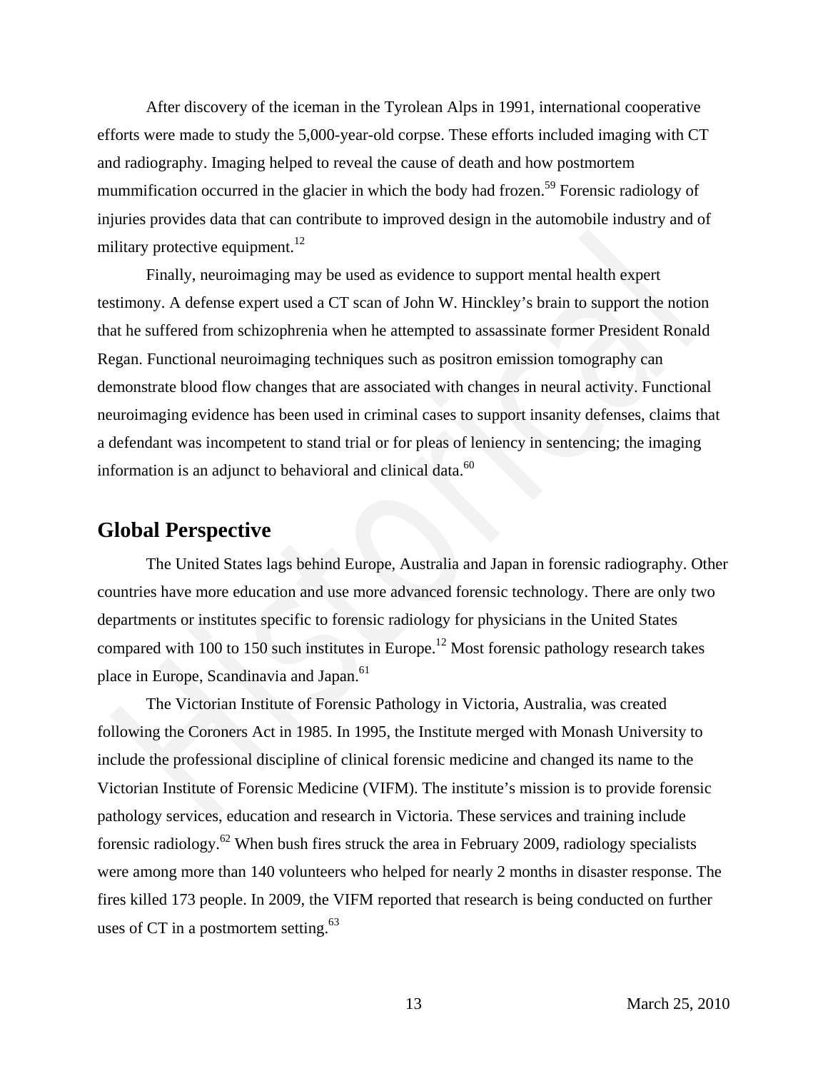After discovery of the iceman in the Tyrolean Alps in 1991, international cooperative efforts were made to study the 5,000-year-old corpse. These efforts included imaging with CT and radiography. Imaging helped to reveal the cause of death and how postmortem mummification occurred in the glacier in which the body had frozen.[59] Forensic radiology of injuries provides data that can contribute to improved design in the automobile industry and of military protective equipment.[12]

Finally, neuroimaging may be used as evidence to support mental health expert testimony. A defense expert used a CT scan of John W. Hinckley's brain to support the notion that he suffered from schizophrenia when he attempted to assassinate former President Ronald Regan. Functional neuroimaging techniques such as positron emission tomography can demonstrate blood flow changes that are associated with changes in neural activity. Functional neuroimaging evidence has been used in criminal cases to support insanity defenses, claims that a defendant was incompetent to stand trial or for pleas of leniency in sentencing; the imaging information is an adjunct to behavioral and clinical data.[60]

## Global Perspective

The United States lags behind Europe, Australia and Japan in forensic radiography. Other countries have more education and use more advanced forensic technology. There are only two departments or institutes specific to forensic radiology for physicians in the United States compared with 100 to 150 such institutes in Europe.[12] Most forensic pathology research takes place in Europe, Scandinavia and Japan.[61]

The Victorian Institute of Forensic Pathology in Victoria, Australia, was created following the Coroners Act in 1985. In 1995, the Institute merged with Monash University to include the professional discipline of clinical forensic medicine and changed its name to the Victorian Institute of Forensic Medicine (VIFM). The institute's mission is to provide forensic pathology services, education and research in Victoria. These services and training include forensic radiology.[62] When bush fires struck the area in February 2009, radiology specialists were among more than 140 volunteers who helped for nearly 2 months in disaster response. The fires killed 173 people. In 2009, the VIFM reported that research is being conducted on further uses of CT in a postmortem setting.[63]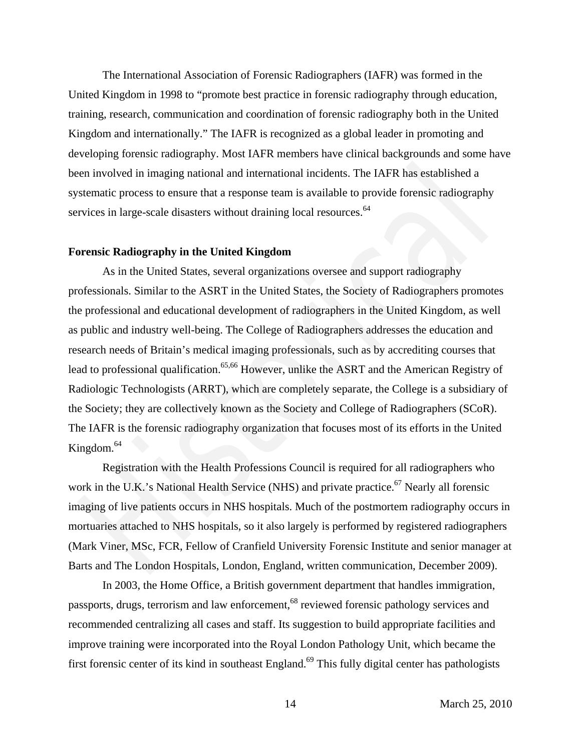The International Association of Forensic Radiographers (IAFR) was formed in the United Kingdom in 1998 to "promote best practice in forensic radiography through education, training, research, communication and coordination of forensic radiography both in the United Kingdom and internationally." The IAFR is recognized as a global leader in promoting and developing forensic radiography. Most IAFR members have clinical backgrounds and some have been involved in imaging national and international incidents. The IAFR has established a systematic process to ensure that a response team is available to provide forensic radiography services in large-scale disasters without draining local resources.[64]

**Forensic Radiography in the United Kingdom**

As in the United States, several organizations oversee and support radiography professionals. Similar to the ASRT in the United States, the Society of Radiographers promotes the professional and educational development of radiographers in the United Kingdom, as well as public and industry well-being. The College of Radiographers addresses the education and research needs of Britain's medical imaging professionals, such as by accrediting courses that lead to professional qualification.[65,66] However, unlike the ASRT and the American Registry of Radiologic Technologists (ARRT), which are completely separate, the College is a subsidiary of the Society; they are collectively known as the Society and College of Radiographers (SCoR). The IAFR is the forensic radiography organization that focuses most of its efforts in the United Kingdom.[64]

Registration with the Health Professions Council is required for all radiographers who work in the U.K.'s National Health Service (NHS) and private practice.[67] Nearly all forensic imaging of live patients occurs in NHS hospitals. Much of the postmortem radiography occurs in mortuaries attached to NHS hospitals, so it also largely is performed by registered radiographers (Mark Viner, MSc, FCR, Fellow of Cranfield University Forensic Institute and senior manager at Barts and The London Hospitals, London, England, written communication, December 2009).

In 2003, the Home Office, a British government department that handles immigration, passports, drugs, terrorism and law enforcement,[68] reviewed forensic pathology services and recommended centralizing all cases and staff. Its suggestion to build appropriate facilities and improve training were incorporated into the Royal London Pathology Unit, which became the first forensic center of its kind in southeast England.[69] This fully digital center has pathologists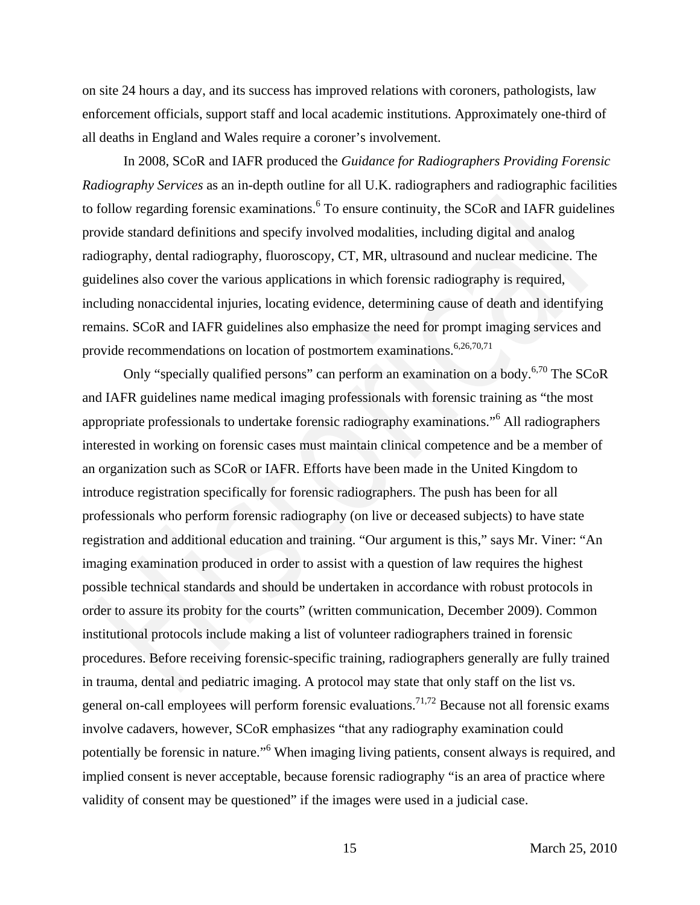on site 24 hours a day, and its success has improved relations with coroners, pathologists, law enforcement officials, support staff and local academic institutions. Approximately one-third of all deaths in England and Wales require a coroner's involvement.

In 2008, SCoR and IAFR produced the *Guidance for Radiographers Providing Forensic Radiography Services* as an in-depth outline for all U.K. radiographers and radiographic facilities to follow regarding forensic examinations.[6] To ensure continuity, the SCoR and IAFR guidelines provide standard definitions and specify involved modalities, including digital and analog radiography, dental radiography, fluoroscopy, CT, MR, ultrasound and nuclear medicine. The guidelines also cover the various applications in which forensic radiography is required, including nonaccidental injuries, locating evidence, determining cause of death and identifying remains. SCoR and IAFR guidelines also emphasize the need for prompt imaging services and provide recommendations on location of postmortem examinations.[6,26,70,71]

Only "specially qualified persons" can perform an examination on a body.[6,70] The SCoR and IAFR guidelines name medical imaging professionals with forensic training as "the most appropriate professionals to undertake forensic radiography examinations."[6] All radiographers interested in working on forensic cases must maintain clinical competence and be a member of an organization such as SCoR or IAFR. Efforts have been made in the United Kingdom to introduce registration specifically for forensic radiographers. The push has been for all professionals who perform forensic radiography (on live or deceased subjects) to have state registration and additional education and training. "Our argument is this," says Mr. Viner: "An imaging examination produced in order to assist with a question of law requires the highest possible technical standards and should be undertaken in accordance with robust protocols in order to assure its probity for the courts" (written communication, December 2009). Common institutional protocols include making a list of volunteer radiographers trained in forensic procedures. Before receiving forensic-specific training, radiographers generally are fully trained in trauma, dental and pediatric imaging. A protocol may state that only staff on the list vs. general on-call employees will perform forensic evaluations.[71,72] Because not all forensic exams involve cadavers, however, SCoR emphasizes "that any radiography examination could potentially be forensic in nature."[6] When imaging living patients, consent always is required, and implied consent is never acceptable, because forensic radiography "is an area of practice where validity of consent may be questioned" if the images were used in a judicial case.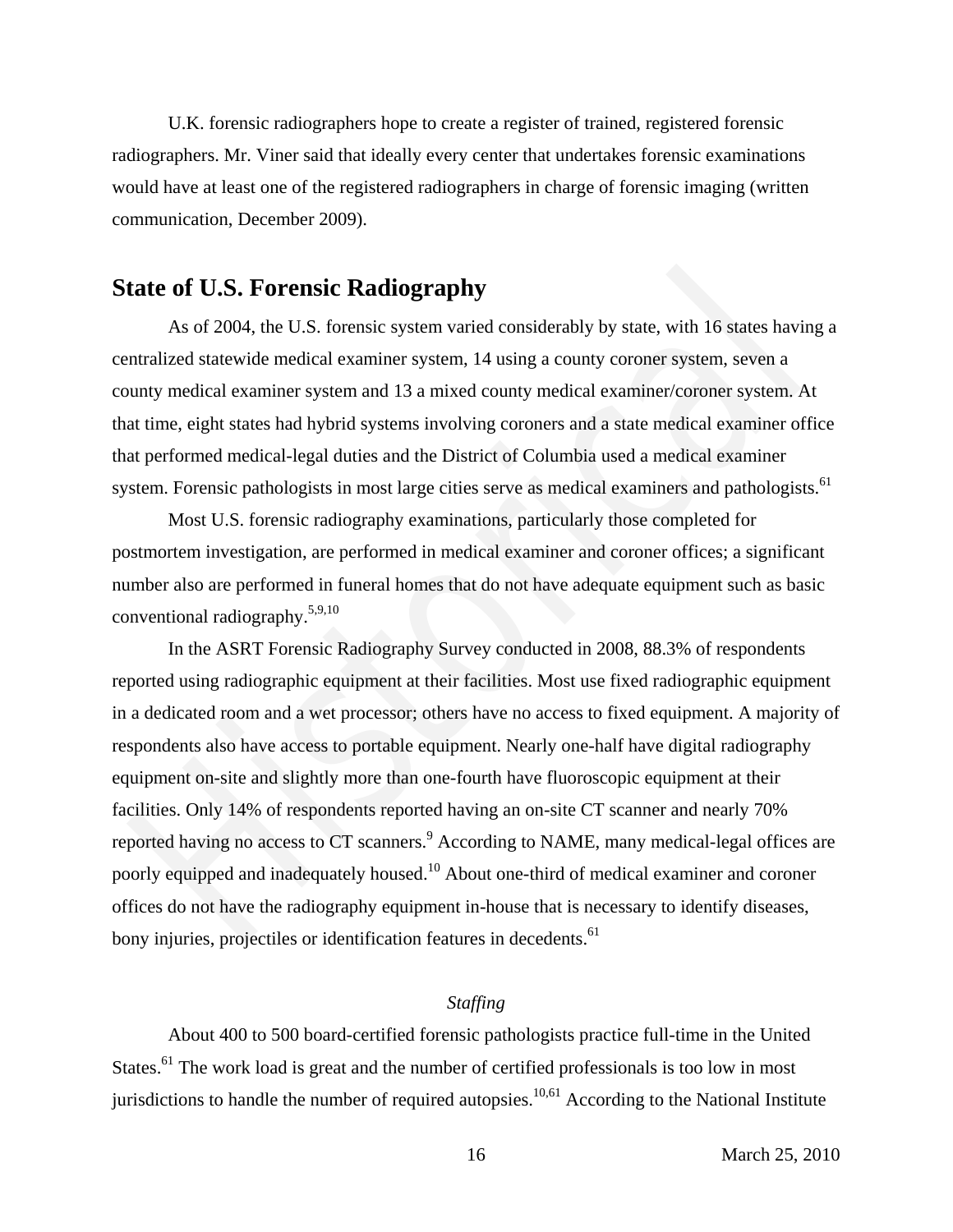U.K. forensic radiographers hope to create a register of trained, registered forensic radiographers. Mr. Viner said that ideally every center that undertakes forensic examinations would have at least one of the registered radiographers in charge of forensic imaging (written communication, December 2009).

## State of U.S. Forensic Radiography

As of 2004, the U.S. forensic system varied considerably by state, with 16 states having a centralized statewide medical examiner system, 14 using a county coroner system, seven a county medical examiner system and 13 a mixed county medical examiner/coroner system. At that time, eight states had hybrid systems involving coroners and a state medical examiner office that performed medical-legal duties and the District of Columbia used a medical examiner system. Forensic pathologists in most large cities serve as medical examiners and pathologists.[61]

Most U.S. forensic radiography examinations, particularly those completed for postmortem investigation, are performed in medical examiner and coroner offices; a significant number also are performed in funeral homes that do not have adequate equipment such as basic conventional radiography.[5,9,10]

In the ASRT Forensic Radiography Survey conducted in 2008, 88.3% of respondents reported using radiographic equipment at their facilities. Most use fixed radiographic equipment in a dedicated room and a wet processor; others have no access to fixed equipment. A majority of respondents also have access to portable equipment. Nearly one-half have digital radiography equipment on-site and slightly more than one-fourth have fluoroscopic equipment at their facilities. Only 14% of respondents reported having an on-site CT scanner and nearly 70% reported having no access to CT scanners.[9] According to NAME, many medical-legal offices are poorly equipped and inadequately housed.[10] About one-third of medical examiner and coroner offices do not have the radiography equipment in-house that is necessary to identify diseases, bony injuries, projectiles or identification features in decedents.[61]

### *Staffing*

About 400 to 500 board-certified forensic pathologists practice full-time in the United States.[61] The work load is great and the number of certified professionals is too low in most jurisdictions to handle the number of required autopsies.[10,61] According to the National Institute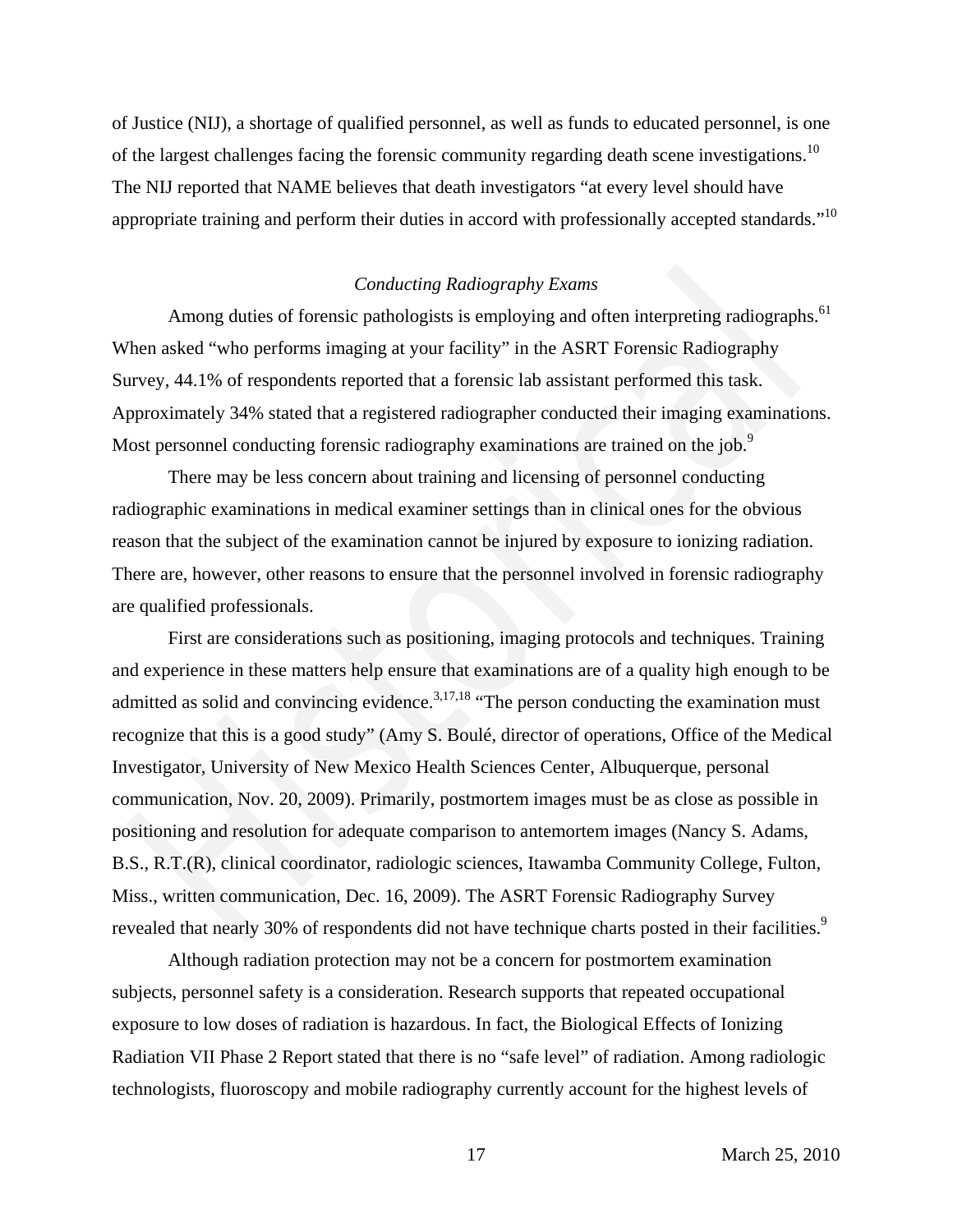of Justice (NIJ), a shortage of qualified personnel, as well as funds to educated personnel, is one of the largest challenges facing the forensic community regarding death scene investigations.[10] The NIJ reported that NAME believes that death investigators "at every level should have appropriate training and perform their duties in accord with professionally accepted standards."[10]

### *Conducting Radiography Exams*

Among duties of forensic pathologists is employing and often interpreting radiographs.[61] When asked "who performs imaging at your facility" in the ASRT Forensic Radiography Survey, 44.1% of respondents reported that a forensic lab assistant performed this task. Approximately 34% stated that a registered radiographer conducted their imaging examinations. Most personnel conducting forensic radiography examinations are trained on the job.[9]

There may be less concern about training and licensing of personnel conducting radiographic examinations in medical examiner settings than in clinical ones for the obvious reason that the subject of the examination cannot be injured by exposure to ionizing radiation. There are, however, other reasons to ensure that the personnel involved in forensic radiography are qualified professionals.

First are considerations such as positioning, imaging protocols and techniques. Training and experience in these matters help ensure that examinations are of a quality high enough to be admitted as solid and convincing evidence.[3,17,18] "The person conducting the examination must recognize that this is a good study" (Amy S. Boulé, director of operations, Office of the Medical Investigator, University of New Mexico Health Sciences Center, Albuquerque, personal communication, Nov. 20, 2009). Primarily, postmortem images must be as close as possible in positioning and resolution for adequate comparison to antemortem images (Nancy S. Adams, B.S., R.T.(R), clinical coordinator, radiologic sciences, Itawamba Community College, Fulton, Miss., written communication, Dec. 16, 2009). The ASRT Forensic Radiography Survey revealed that nearly 30% of respondents did not have technique charts posted in their facilities.[9]

Although radiation protection may not be a concern for postmortem examination subjects, personnel safety is a consideration. Research supports that repeated occupational exposure to low doses of radiation is hazardous. In fact, the Biological Effects of Ionizing Radiation VII Phase 2 Report stated that there is no "safe level" of radiation. Among radiologic technologists, fluoroscopy and mobile radiography currently account for the highest levels of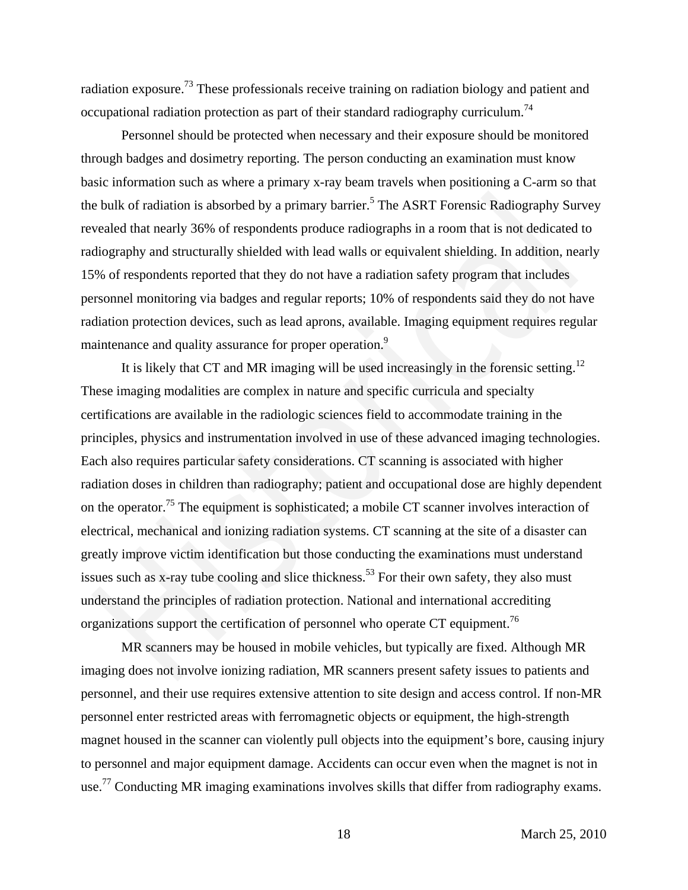radiation exposure.[73] These professionals receive training on radiation biology and patient and occupational radiation protection as part of their standard radiography curriculum.[74]

Personnel should be protected when necessary and their exposure should be monitored through badges and dosimetry reporting. The person conducting an examination must know basic information such as where a primary x-ray beam travels when positioning a C-arm so that the bulk of radiation is absorbed by a primary barrier.[5] The ASRT Forensic Radiography Survey revealed that nearly 36% of respondents produce radiographs in a room that is not dedicated to radiography and structurally shielded with lead walls or equivalent shielding. In addition, nearly 15% of respondents reported that they do not have a radiation safety program that includes personnel monitoring via badges and regular reports; 10% of respondents said they do not have radiation protection devices, such as lead aprons, available. Imaging equipment requires regular maintenance and quality assurance for proper operation.[9]

It is likely that CT and MR imaging will be used increasingly in the forensic setting.[12] These imaging modalities are complex in nature and specific curricula and specialty certifications are available in the radiologic sciences field to accommodate training in the principles, physics and instrumentation involved in use of these advanced imaging technologies. Each also requires particular safety considerations. CT scanning is associated with higher radiation doses in children than radiography; patient and occupational dose are highly dependent on the operator.[75] The equipment is sophisticated; a mobile CT scanner involves interaction of electrical, mechanical and ionizing radiation systems. CT scanning at the site of a disaster can greatly improve victim identification but those conducting the examinations must understand issues such as x-ray tube cooling and slice thickness.[53] For their own safety, they also must understand the principles of radiation protection. National and international accrediting organizations support the certification of personnel who operate CT equipment.[76]

MR scanners may be housed in mobile vehicles, but typically are fixed. Although MR imaging does not involve ionizing radiation, MR scanners present safety issues to patients and personnel, and their use requires extensive attention to site design and access control. If non-MR personnel enter restricted areas with ferromagnetic objects or equipment, the high-strength magnet housed in the scanner can violently pull objects into the equipment's bore, causing injury to personnel and major equipment damage. Accidents can occur even when the magnet is not in use.[77] Conducting MR imaging examinations involves skills that differ from radiography exams.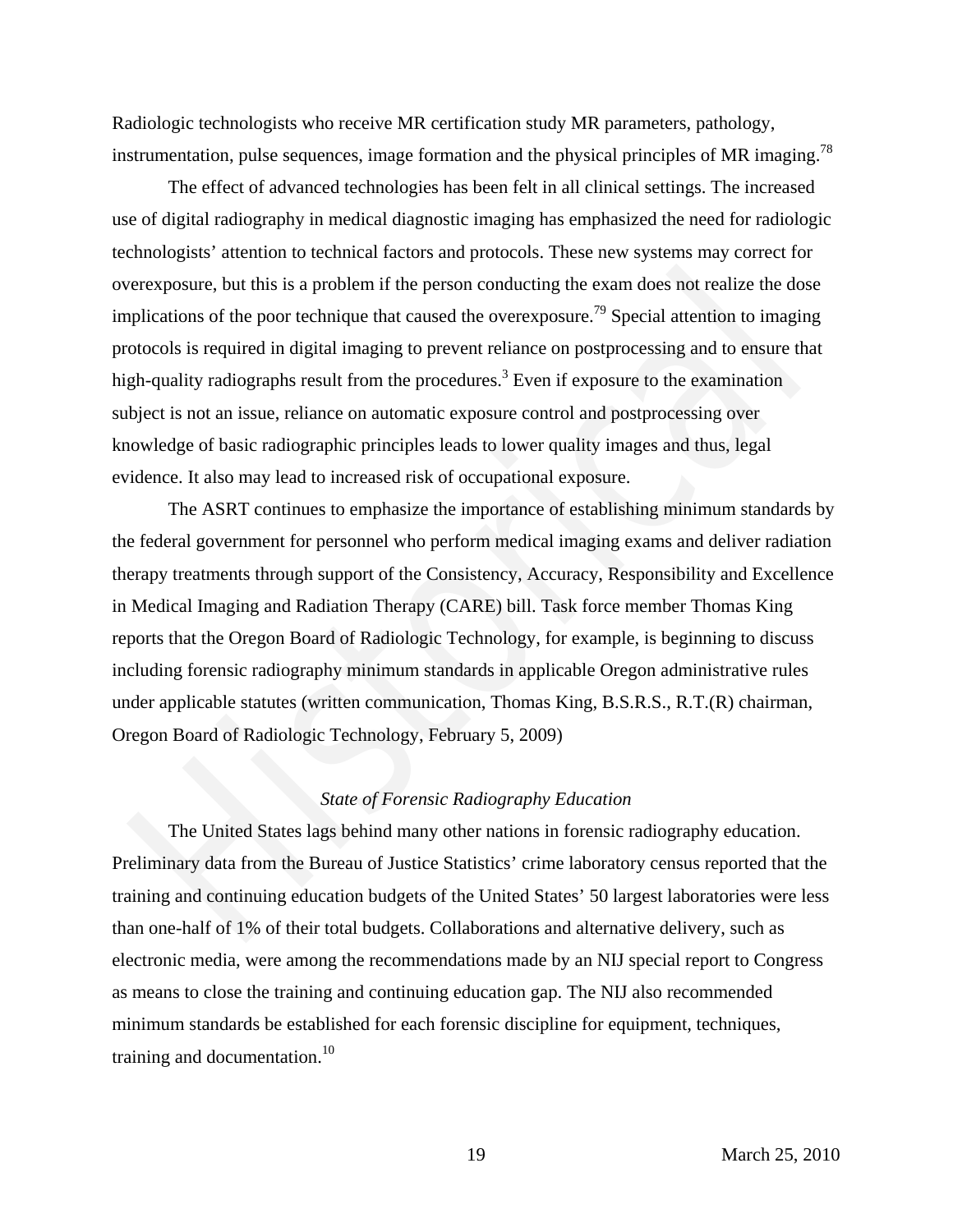Radiologic technologists who receive MR certification study MR parameters, pathology, instrumentation, pulse sequences, image formation and the physical principles of MR imaging.[78]

The effect of advanced technologies has been felt in all clinical settings. The increased use of digital radiography in medical diagnostic imaging has emphasized the need for radiologic technologists' attention to technical factors and protocols. These new systems may correct for overexposure, but this is a problem if the person conducting the exam does not realize the dose implications of the poor technique that caused the overexposure.[79] Special attention to imaging protocols is required in digital imaging to prevent reliance on postprocessing and to ensure that high-quality radiographs result from the procedures.[3] Even if exposure to the examination subject is not an issue, reliance on automatic exposure control and postprocessing over knowledge of basic radiographic principles leads to lower quality images and thus, legal evidence. It also may lead to increased risk of occupational exposure.

The ASRT continues to emphasize the importance of establishing minimum standards by the federal government for personnel who perform medical imaging exams and deliver radiation therapy treatments through support of the Consistency, Accuracy, Responsibility and Excellence in Medical Imaging and Radiation Therapy (CARE) bill. Task force member Thomas King reports that the Oregon Board of Radiologic Technology, for example, is beginning to discuss including forensic radiography minimum standards in applicable Oregon administrative rules under applicable statutes (written communication, Thomas King, B.S.R.S., R.T.(R) chairman, Oregon Board of Radiologic Technology, February 5, 2009)

### *State of Forensic Radiography Education*

The United States lags behind many other nations in forensic radiography education. Preliminary data from the Bureau of Justice Statistics' crime laboratory census reported that the training and continuing education budgets of the United States' 50 largest laboratories were less than one-half of 1% of their total budgets. Collaborations and alternative delivery, such as electronic media, were among the recommendations made by an NIJ special report to Congress as means to close the training and continuing education gap. The NIJ also recommended minimum standards be established for each forensic discipline for equipment, techniques, training and documentation.[10]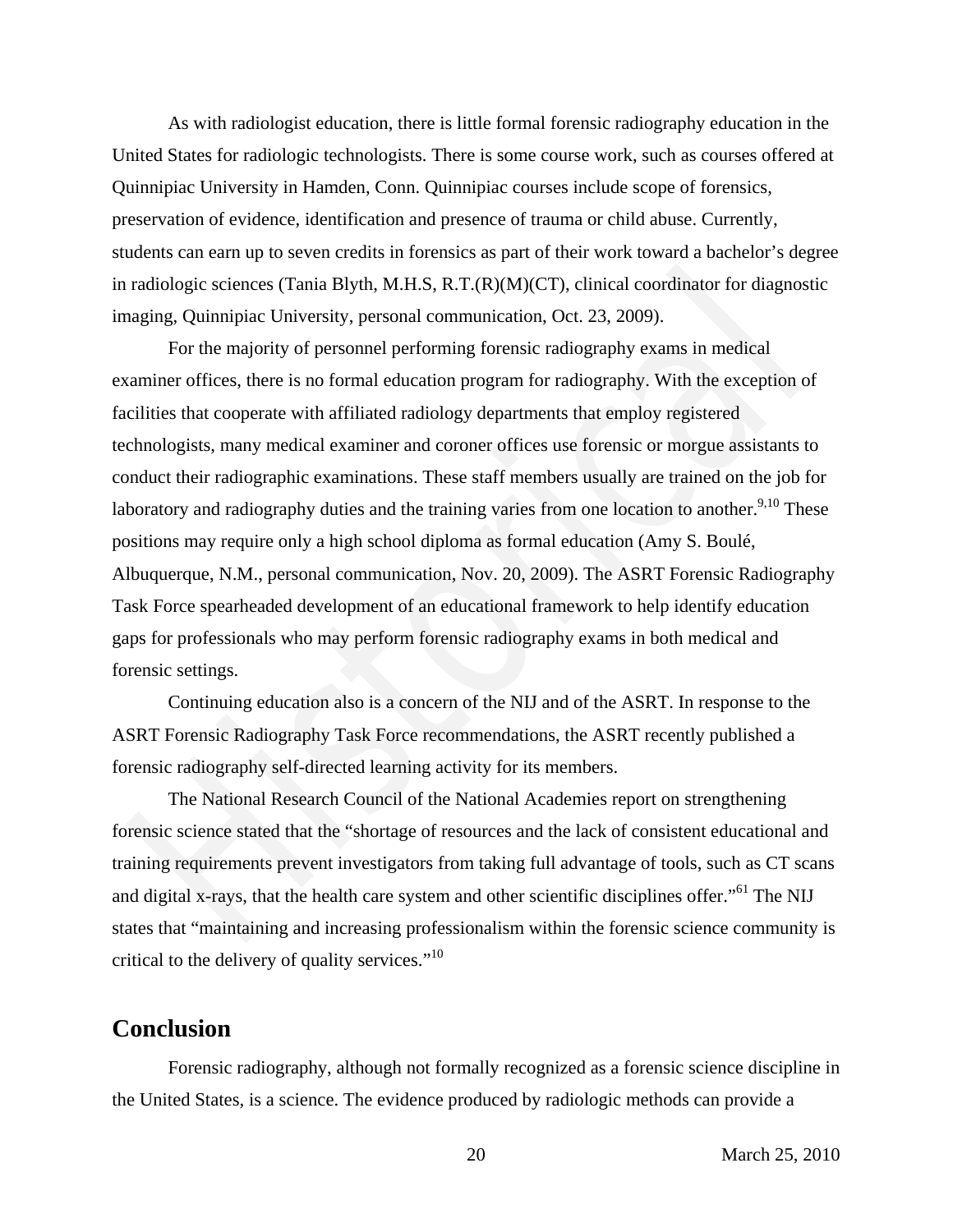As with radiologist education, there is little formal forensic radiography education in the United States for radiologic technologists. There is some course work, such as courses offered at Quinnipiac University in Hamden, Conn. Quinnipiac courses include scope of forensics, preservation of evidence, identification and presence of trauma or child abuse. Currently, students can earn up to seven credits in forensics as part of their work toward a bachelor's degree in radiologic sciences (Tania Blyth, M.H.S, R.T.(R)(M)(CT), clinical coordinator for diagnostic imaging, Quinnipiac University, personal communication, Oct. 23, 2009).

For the majority of personnel performing forensic radiography exams in medical examiner offices, there is no formal education program for radiography. With the exception of facilities that cooperate with affiliated radiology departments that employ registered technologists, many medical examiner and coroner offices use forensic or morgue assistants to conduct their radiographic examinations. These staff members usually are trained on the job for laboratory and radiography duties and the training varies from one location to another.[9,10] These positions may require only a high school diploma as formal education (Amy S. Boulé, Albuquerque, N.M., personal communication, Nov. 20, 2009). The ASRT Forensic Radiography Task Force spearheaded development of an educational framework to help identify education gaps for professionals who may perform forensic radiography exams in both medical and forensic settings.

Continuing education also is a concern of the NIJ and of the ASRT. In response to the ASRT Forensic Radiography Task Force recommendations, the ASRT recently published a forensic radiography self-directed learning activity for its members.

The National Research Council of the National Academies report on strengthening forensic science stated that the "shortage of resources and the lack of consistent educational and training requirements prevent investigators from taking full advantage of tools, such as CT scans and digital x-rays, that the health care system and other scientific disciplines offer."[61] The NIJ states that "maintaining and increasing professionalism within the forensic science community is critical to the delivery of quality services."[10]

## Conclusion

Forensic radiography, although not formally recognized as a forensic science discipline in the United States, is a science. The evidence produced by radiologic methods can provide a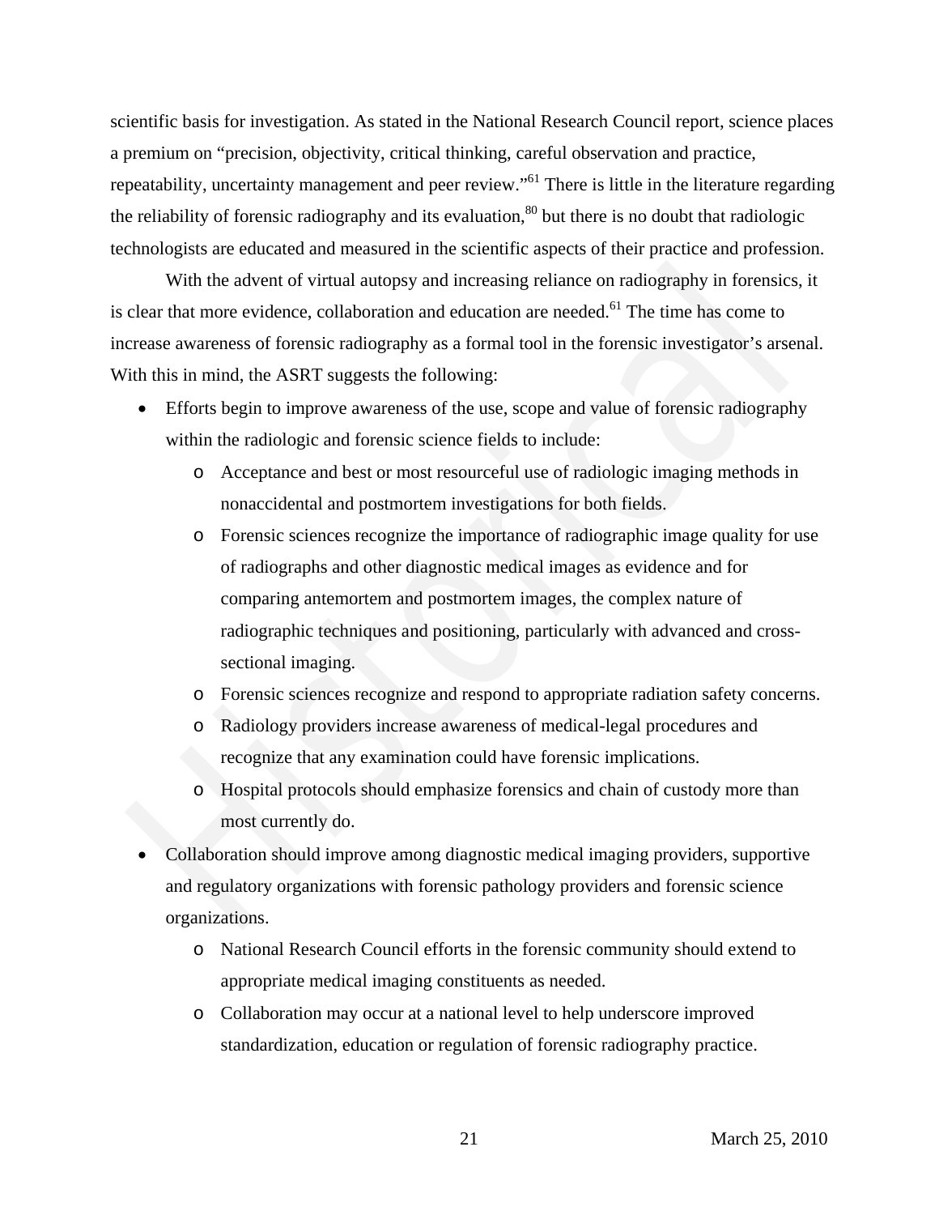scientific basis for investigation. As stated in the National Research Council report, science places a premium on "precision, objectivity, critical thinking, careful observation and practice, repeatability, uncertainty management and peer review."[61] There is little in the literature regarding the reliability of forensic radiography and its evaluation,[80] but there is no doubt that radiologic technologists are educated and measured in the scientific aspects of their practice and profession.

With the advent of virtual autopsy and increasing reliance on radiography in forensics, it is clear that more evidence, collaboration and education are needed.[61] The time has come to increase awareness of forensic radiography as a formal tool in the forensic investigator's arsenal. With this in mind, the ASRT suggests the following:

- Efforts begin to improve awareness of the use, scope and value of forensic radiography within the radiologic and forensic science fields to include:
  - Acceptance and best or most resourceful use of radiologic imaging methods in nonaccidental and postmortem investigations for both fields.
  - Forensic sciences recognize the importance of radiographic image quality for use of radiographs and other diagnostic medical images as evidence and for comparing antemortem and postmortem images, the complex nature of radiographic techniques and positioning, particularly with advanced and cross-sectional imaging.
  - Forensic sciences recognize and respond to appropriate radiation safety concerns.
  - Radiology providers increase awareness of medical-legal procedures and recognize that any examination could have forensic implications.
  - Hospital protocols should emphasize forensics and chain of custody more than most currently do.
- Collaboration should improve among diagnostic medical imaging providers, supportive and regulatory organizations with forensic pathology providers and forensic science organizations.
  - National Research Council efforts in the forensic community should extend to appropriate medical imaging constituents as needed.
  - Collaboration may occur at a national level to help underscore improved standardization, education or regulation of forensic radiography practice.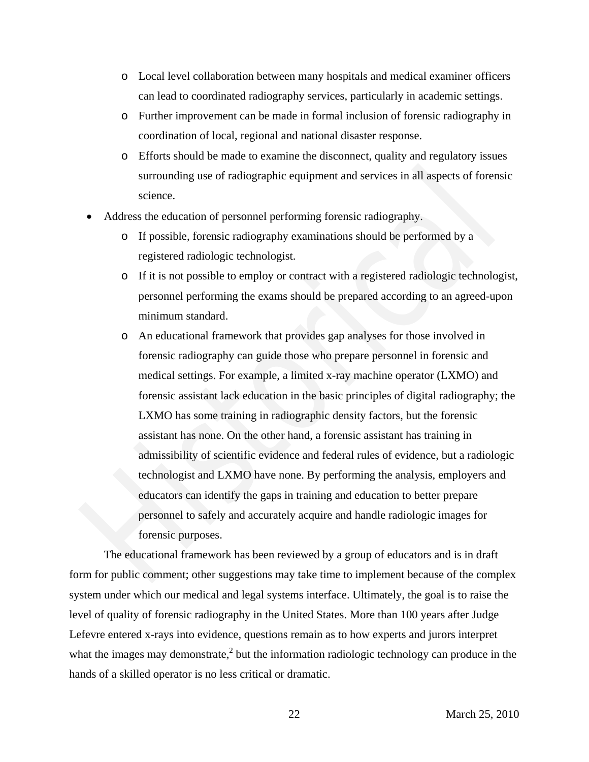- Local level collaboration between many hospitals and medical examiner officers can lead to coordinated radiography services, particularly in academic settings.
  - Further improvement can be made in formal inclusion of forensic radiography in coordination of local, regional and national disaster response.
  - Efforts should be made to examine the disconnect, quality and regulatory issues surrounding use of radiographic equipment and services in all aspects of forensic science.
- Address the education of personnel performing forensic radiography.
  - If possible, forensic radiography examinations should be performed by a registered radiologic technologist.
  - If it is not possible to employ or contract with a registered radiologic technologist, personnel performing the exams should be prepared according to an agreed-upon minimum standard.
  - An educational framework that provides gap analyses for those involved in forensic radiography can guide those who prepare personnel in forensic and medical settings. For example, a limited x-ray machine operator (LXMO) and forensic assistant lack education in the basic principles of digital radiography; the LXMO has some training in radiographic density factors, but the forensic assistant has none. On the other hand, a forensic assistant has training in admissibility of scientific evidence and federal rules of evidence, but a radiologic technologist and LXMO have none. By performing the analysis, employers and educators can identify the gaps in training and education to better prepare personnel to safely and accurately acquire and handle radiologic images for forensic purposes.

The educational framework has been reviewed by a group of educators and is in draft form for public comment; other suggestions may take time to implement because of the complex system under which our medical and legal systems interface. Ultimately, the goal is to raise the level of quality of forensic radiography in the United States. More than 100 years after Judge Lefevre entered x-rays into evidence, questions remain as to how experts and jurors interpret what the images may demonstrate,[2] but the information radiologic technology can produce in the hands of a skilled operator is no less critical or dramatic.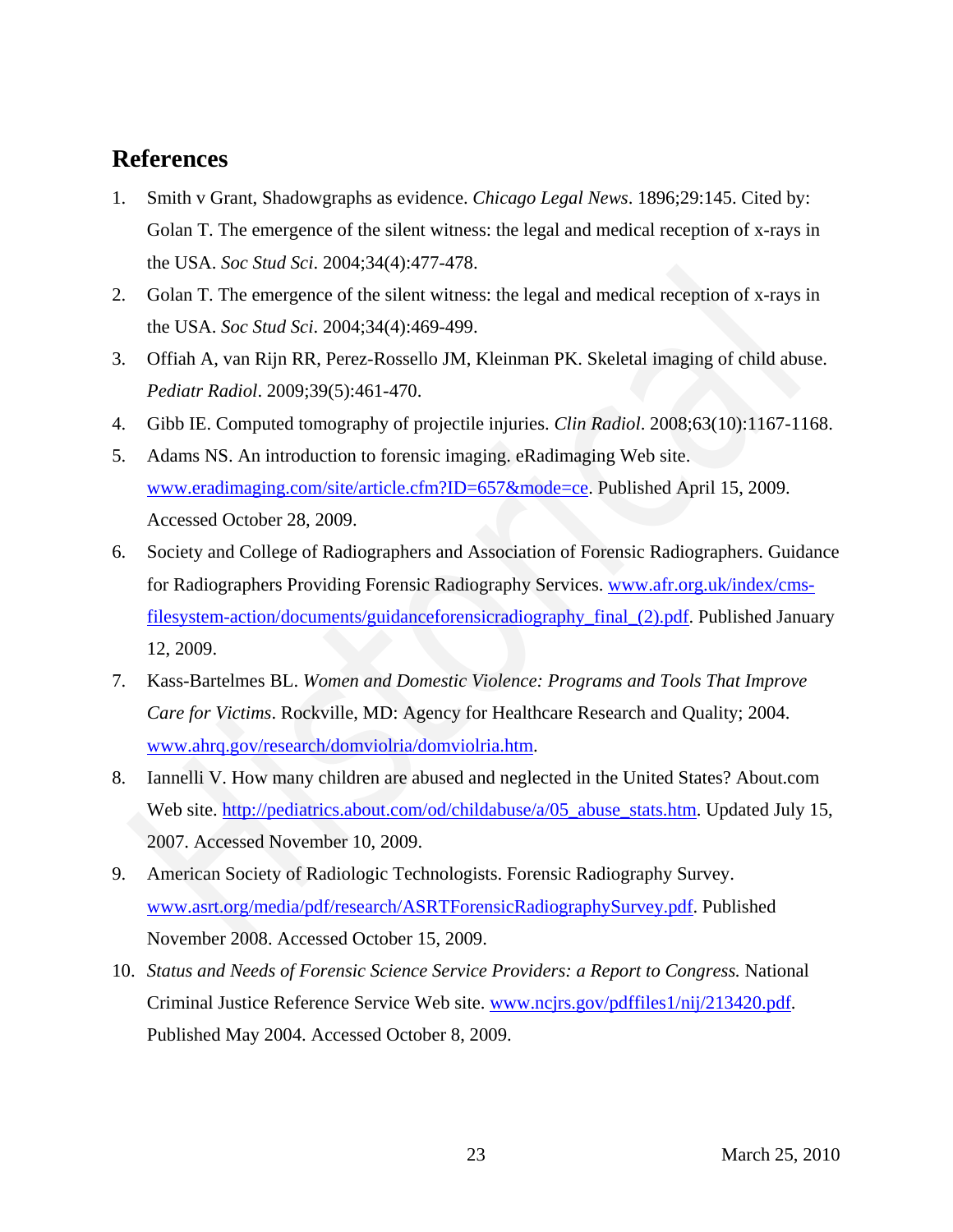## References

1. Smith v Grant, Shadowgraphs as evidence. *Chicago Legal News*. 1896;29:145. Cited by: Golan T. The emergence of the silent witness: the legal and medical reception of x-rays in the USA. *Soc Stud Sci*. 2004;34(4):477-478.
2. Golan T. The emergence of the silent witness: the legal and medical reception of x-rays in the USA. *Soc Stud Sci*. 2004;34(4):469-499.
3. Offiah A, van Rijn RR, Perez-Rossello JM, Kleinman PK. Skeletal imaging of child abuse. *Pediatr Radiol*. 2009;39(5):461-470.
4. Gibb IE. Computed tomography of projectile injuries. *Clin Radiol*. 2008;63(10):1167-1168.
5. Adams NS. An introduction to forensic imaging. eRadimaging Web site. www.eradimaging.com/site/article.cfm?ID=657&mode=ce. Published April 15, 2009. Accessed October 28, 2009.
6. Society and College of Radiographers and Association of Forensic Radiographers. Guidance for Radiographers Providing Forensic Radiography Services. www.afr.org.uk/index/cms-filesystem-action/documents/guidanceforensicradiography_final_(2).pdf. Published January 12, 2009.
7. Kass-Bartelmes BL. *Women and Domestic Violence: Programs and Tools That Improve Care for Victims*. Rockville, MD: Agency for Healthcare Research and Quality; 2004. www.ahrq.gov/research/domviolria/domviolria.htm.
8. Iannelli V. How many children are abused and neglected in the United States? About.com Web site. http://pediatrics.about.com/od/childabuse/a/05_abuse_stats.htm. Updated July 15, 2007. Accessed November 10, 2009.
9. American Society of Radiologic Technologists. Forensic Radiography Survey. www.asrt.org/media/pdf/research/ASRTForensicRadiographySurvey.pdf. Published November 2008. Accessed October 15, 2009.
10. *Status and Needs of Forensic Science Service Providers: a Report to Congress.* National Criminal Justice Reference Service Web site. www.ncjrs.gov/pdffiles1/nij/213420.pdf. Published May 2004. Accessed October 8, 2009.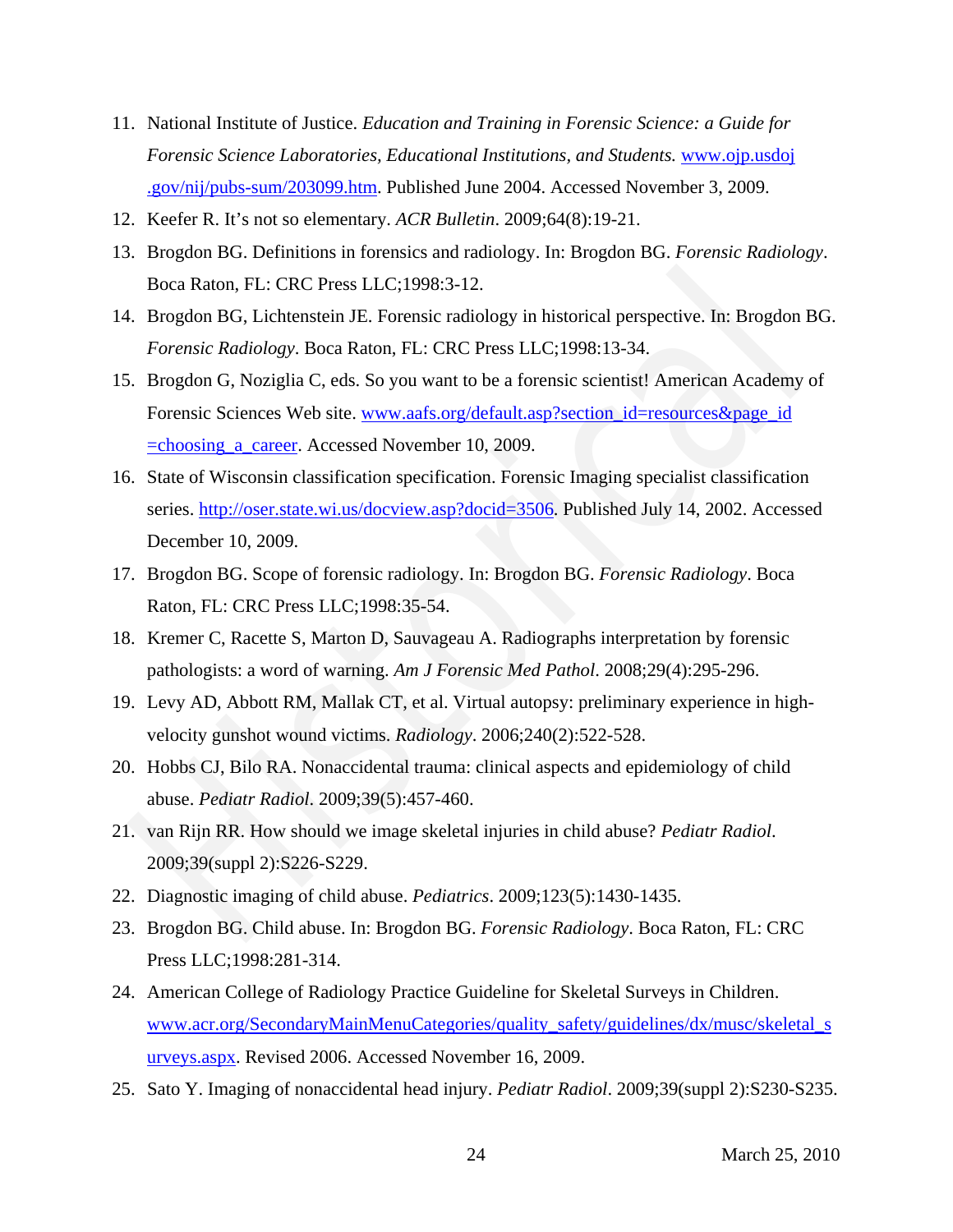11. National Institute of Justice. *Education and Training in Forensic Science: a Guide for Forensic Science Laboratories, Educational Institutions, and Students.* www.ojp.usdoj.gov/nij/pubs-sum/203099.htm. Published June 2004. Accessed November 3, 2009.
12. Keefer R. It's not so elementary. *ACR Bulletin*. 2009;64(8):19-21.
13. Brogdon BG. Definitions in forensics and radiology. In: Brogdon BG. *Forensic Radiology*. Boca Raton, FL: CRC Press LLC;1998:3-12.
14. Brogdon BG, Lichtenstein JE. Forensic radiology in historical perspective. In: Brogdon BG. *Forensic Radiology*. Boca Raton, FL: CRC Press LLC;1998:13-34.
15. Brogdon G, Noziglia C, eds. So you want to be a forensic scientist! American Academy of Forensic Sciences Web site. www.aafs.org/default.asp?section_id=resources&page_id=choosing_a_career. Accessed November 10, 2009.
16. State of Wisconsin classification specification. Forensic Imaging specialist classification series. http://oser.state.wi.us/docview.asp?docid=3506. Published July 14, 2002. Accessed December 10, 2009.
17. Brogdon BG. Scope of forensic radiology. In: Brogdon BG. *Forensic Radiology*. Boca Raton, FL: CRC Press LLC;1998:35-54.
18. Kremer C, Racette S, Marton D, Sauvageau A. Radiographs interpretation by forensic pathologists: a word of warning. *Am J Forensic Med Pathol*. 2008;29(4):295-296.
19. Levy AD, Abbott RM, Mallak CT, et al. Virtual autopsy: preliminary experience in high-velocity gunshot wound victims. *Radiology*. 2006;240(2):522-528.
20. Hobbs CJ, Bilo RA. Nonaccidental trauma: clinical aspects and epidemiology of child abuse. *Pediatr Radiol*. 2009;39(5):457-460.
21. van Rijn RR. How should we image skeletal injuries in child abuse? *Pediatr Radiol*. 2009;39(suppl 2):S226-S229.
22. Diagnostic imaging of child abuse. *Pediatrics*. 2009;123(5):1430-1435.
23. Brogdon BG. Child abuse. In: Brogdon BG. *Forensic Radiology*. Boca Raton, FL: CRC Press LLC;1998:281-314.
24. American College of Radiology Practice Guideline for Skeletal Surveys in Children. www.acr.org/SecondaryMainMenuCategories/quality_safety/guidelines/dx/musc/skeletal_surveys.aspx. Revised 2006. Accessed November 16, 2009.
25. Sato Y. Imaging of nonaccidental head injury. *Pediatr Radiol*. 2009;39(suppl 2):S230-S235.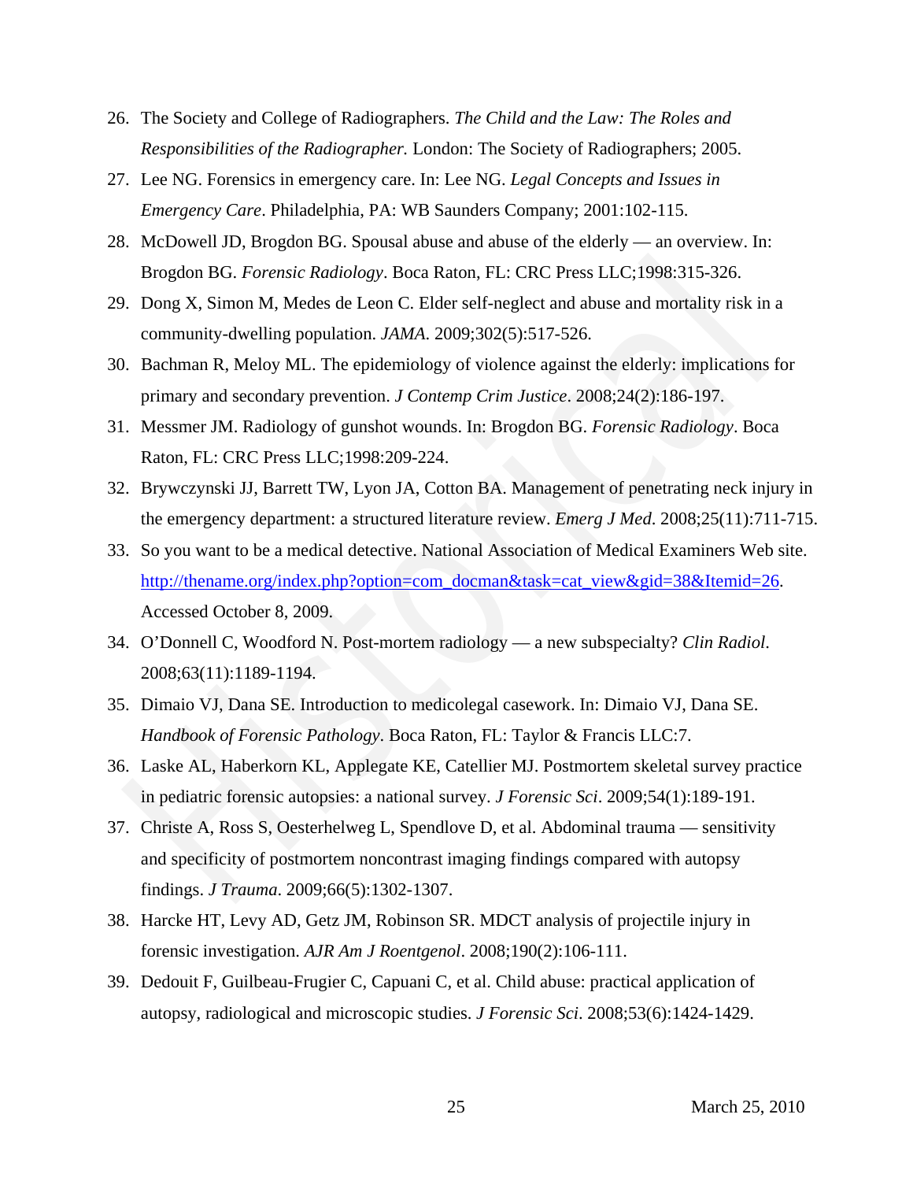26. The Society and College of Radiographers. *The Child and the Law: The Roles and Responsibilities of the Radiographer.* London: The Society of Radiographers; 2005.
27. Lee NG. Forensics in emergency care. In: Lee NG. *Legal Concepts and Issues in Emergency Care*. Philadelphia, PA: WB Saunders Company; 2001:102-115.
28. McDowell JD, Brogdon BG. Spousal abuse and abuse of the elderly — an overview. In: Brogdon BG. *Forensic Radiology*. Boca Raton, FL: CRC Press LLC;1998:315-326.
29. Dong X, Simon M, Medes de Leon C. Elder self-neglect and abuse and mortality risk in a community-dwelling population. *JAMA*. 2009;302(5):517-526.
30. Bachman R, Meloy ML. The epidemiology of violence against the elderly: implications for primary and secondary prevention. *J Contemp Crim Justice*. 2008;24(2):186-197.
31. Messmer JM. Radiology of gunshot wounds. In: Brogdon BG. *Forensic Radiology*. Boca Raton, FL: CRC Press LLC;1998:209-224.
32. Brywczynski JJ, Barrett TW, Lyon JA, Cotton BA. Management of penetrating neck injury in the emergency department: a structured literature review. *Emerg J Med*. 2008;25(11):711-715.
33. So you want to be a medical detective. National Association of Medical Examiners Web site. [http://thename.org/index.php?option=com_docman&task=cat_view&gid=38&Itemid=26](http://thename.org/index.php?option=com_docman&task=cat_view&gid=38&Itemid=26). Accessed October 8, 2009.
34. O'Donnell C, Woodford N. Post-mortem radiology — a new subspecialty? *Clin Radiol*. 2008;63(11):1189-1194.
35. Dimaio VJ, Dana SE. Introduction to medicolegal casework. In: Dimaio VJ, Dana SE. *Handbook of Forensic Pathology*. Boca Raton, FL: Taylor & Francis LLC:7.
36. Laske AL, Haberkorn KL, Applegate KE, Catellier MJ. Postmortem skeletal survey practice in pediatric forensic autopsies: a national survey. *J Forensic Sci*. 2009;54(1):189-191.
37. Christe A, Ross S, Oesterhelweg L, Spendlove D, et al. Abdominal trauma — sensitivity and specificity of postmortem noncontrast imaging findings compared with autopsy findings. *J Trauma*. 2009;66(5):1302-1307.
38. Harcke HT, Levy AD, Getz JM, Robinson SR. MDCT analysis of projectile injury in forensic investigation. *AJR Am J Roentgenol*. 2008;190(2):106-111.
39. Dedouit F, Guilbeau-Frugier C, Capuani C, et al. Child abuse: practical application of autopsy, radiological and microscopic studies. *J Forensic Sci*. 2008;53(6):1424-1429.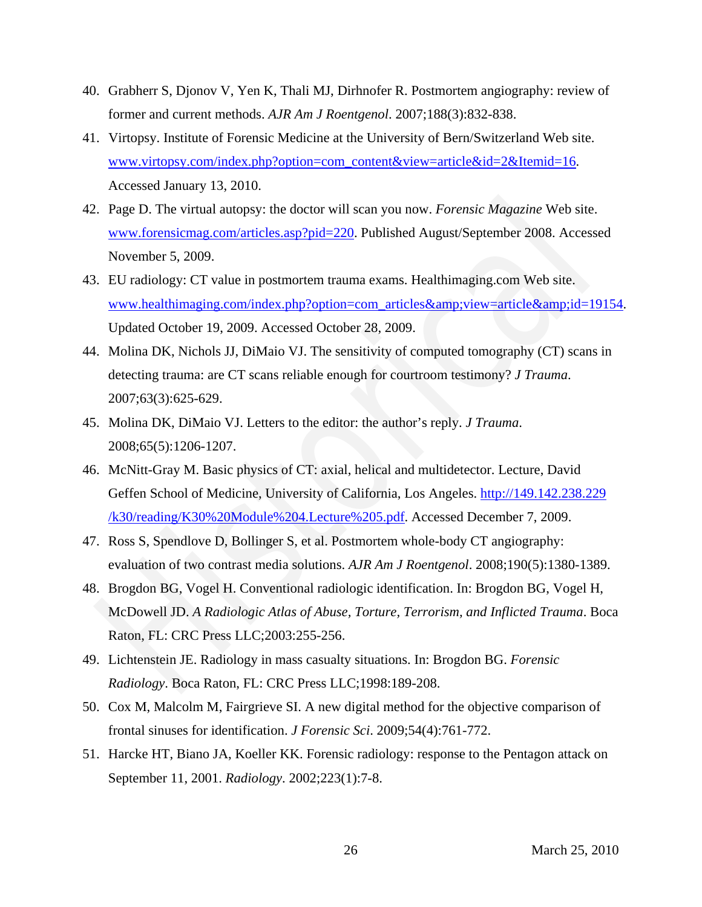40. Grabherr S, Djonov V, Yen K, Thali MJ, Dirhnofer R. Postmortem angiography: review of former and current methods. *AJR Am J Roentgenol*. 2007;188(3):832-838.
41. Virtopsy. Institute of Forensic Medicine at the University of Bern/Switzerland Web site. [www.virtopsy.com/index.php?option=com_content&view=article&id=2&Itemid=16](www.virtopsy.com/index.php?option=com_content&view=article&id=2&Itemid=16). Accessed January 13, 2010.
42. Page D. The virtual autopsy: the doctor will scan you now. *Forensic Magazine* Web site. [www.forensicmag.com/articles.asp?pid=220](www.forensicmag.com/articles.asp?pid=220). Published August/September 2008. Accessed November 5, 2009.
43. EU radiology: CT value in postmortem trauma exams. Healthimaging.com Web site. [www.healthimaging.com/index.php?option=com_articles&amp;view=article&amp;id=19154](www.healthimaging.com/index.php?option=com_articles&amp;view=article&amp;id=19154). Updated October 19, 2009. Accessed October 28, 2009.
44. Molina DK, Nichols JJ, DiMaio VJ. The sensitivity of computed tomography (CT) scans in detecting trauma: are CT scans reliable enough for courtroom testimony? *J Trauma*. 2007;63(3):625-629.
45. Molina DK, DiMaio VJ. Letters to the editor: the author's reply. *J Trauma*. 2008;65(5):1206-1207.
46. McNitt-Gray M. Basic physics of CT: axial, helical and multidetector. Lecture, David Geffen School of Medicine, University of California, Los Angeles. [http://149.142.238.229/k30/reading/K30%20Module%204.Lecture%205.pdf](http://149.142.238.229/k30/reading/K30%20Module%204.Lecture%205.pdf). Accessed December 7, 2009.
47. Ross S, Spendlove D, Bollinger S, et al. Postmortem whole-body CT angiography: evaluation of two contrast media solutions. *AJR Am J Roentgenol*. 2008;190(5):1380-1389.
48. Brogdon BG, Vogel H. Conventional radiologic identification. In: Brogdon BG, Vogel H, McDowell JD. *A Radiologic Atlas of Abuse, Torture, Terrorism, and Inflicted Trauma*. Boca Raton, FL: CRC Press LLC;2003:255-256.
49. Lichtenstein JE. Radiology in mass casualty situations. In: Brogdon BG. *Forensic Radiology*. Boca Raton, FL: CRC Press LLC;1998:189-208.
50. Cox M, Malcolm M, Fairgrieve SI. A new digital method for the objective comparison of frontal sinuses for identification. *J Forensic Sci*. 2009;54(4):761-772.
51. Harcke HT, Biano JA, Koeller KK. Forensic radiology: response to the Pentagon attack on September 11, 2001. *Radiology*. 2002;223(1):7-8.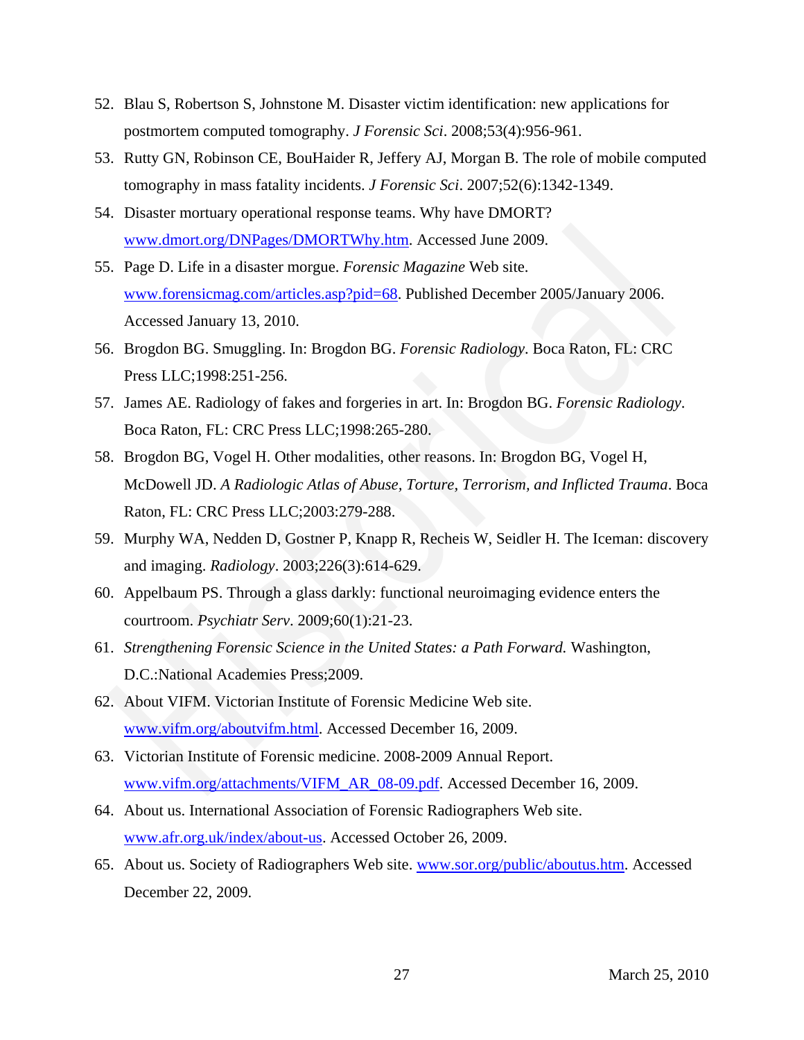52. Blau S, Robertson S, Johnstone M. Disaster victim identification: new applications for postmortem computed tomography. *J Forensic Sci*. 2008;53(4):956-961.
53. Rutty GN, Robinson CE, BouHaider R, Jeffery AJ, Morgan B. The role of mobile computed tomography in mass fatality incidents. *J Forensic Sci*. 2007;52(6):1342-1349.
54. Disaster mortuary operational response teams. Why have DMORT? www.dmort.org/DNPages/DMORTWhy.htm. Accessed June 2009.
55. Page D. Life in a disaster morgue. *Forensic Magazine* Web site. www.forensicmag.com/articles.asp?pid=68. Published December 2005/January 2006. Accessed January 13, 2010.
56. Brogdon BG. Smuggling. In: Brogdon BG. *Forensic Radiology*. Boca Raton, FL: CRC Press LLC;1998:251-256.
57. James AE. Radiology of fakes and forgeries in art. In: Brogdon BG. *Forensic Radiology*. Boca Raton, FL: CRC Press LLC;1998:265-280.
58. Brogdon BG, Vogel H. Other modalities, other reasons. In: Brogdon BG, Vogel H, McDowell JD. *A Radiologic Atlas of Abuse, Torture, Terrorism, and Inflicted Trauma*. Boca Raton, FL: CRC Press LLC;2003:279-288.
59. Murphy WA, Nedden D, Gostner P, Knapp R, Recheis W, Seidler H. The Iceman: discovery and imaging. *Radiology*. 2003;226(3):614-629.
60. Appelbaum PS. Through a glass darkly: functional neuroimaging evidence enters the courtroom. *Psychiatr Serv*. 2009;60(1):21-23.
61. *Strengthening Forensic Science in the United States: a Path Forward.* Washington, D.C.:National Academies Press;2009.
62. About VIFM. Victorian Institute of Forensic Medicine Web site. www.vifm.org/aboutvifm.html. Accessed December 16, 2009.
63. Victorian Institute of Forensic medicine. 2008-2009 Annual Report. www.vifm.org/attachments/VIFM_AR_08-09.pdf. Accessed December 16, 2009.
64. About us. International Association of Forensic Radiographers Web site. www.afr.org.uk/index/about-us. Accessed October 26, 2009.
65. About us. Society of Radiographers Web site. www.sor.org/public/aboutus.htm. Accessed December 22, 2009.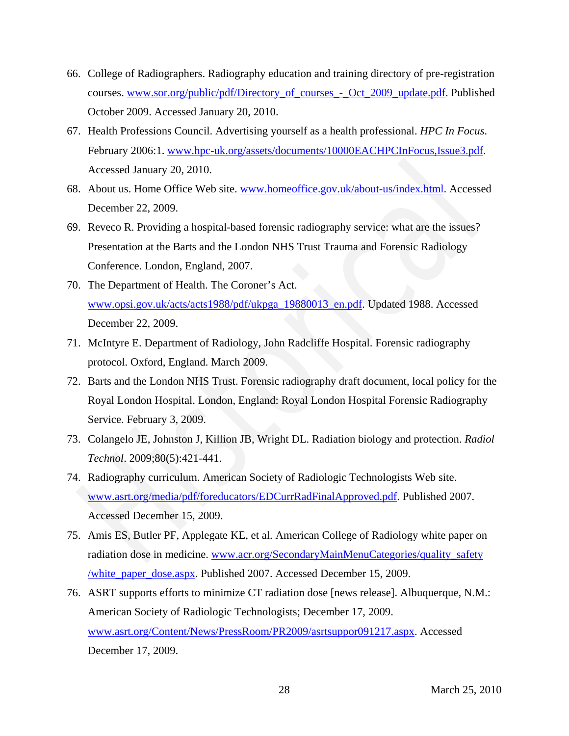66. College of Radiographers. Radiography education and training directory of pre-registration courses. www.sor.org/public/pdf/Directory_of_courses_-_Oct_2009_update.pdf. Published October 2009. Accessed January 20, 2010.
67. Health Professions Council. Advertising yourself as a health professional. *HPC In Focus*. February 2006:1. www.hpc-uk.org/assets/documents/10000EACHPCInFocus,Issue3.pdf. Accessed January 20, 2010.
68. About us. Home Office Web site. www.homeoffice.gov.uk/about-us/index.html. Accessed December 22, 2009.
69. Reveco R. Providing a hospital-based forensic radiography service: what are the issues? Presentation at the Barts and the London NHS Trust Trauma and Forensic Radiology Conference. London, England, 2007.
70. The Department of Health. The Coroner's Act. www.opsi.gov.uk/acts/acts1988/pdf/ukpga_19880013_en.pdf. Updated 1988. Accessed December 22, 2009.
71. McIntyre E. Department of Radiology, John Radcliffe Hospital. Forensic radiography protocol. Oxford, England. March 2009.
72. Barts and the London NHS Trust. Forensic radiography draft document, local policy for the Royal London Hospital. London, England: Royal London Hospital Forensic Radiography Service. February 3, 2009.
73. Colangelo JE, Johnston J, Killion JB, Wright DL. Radiation biology and protection. *Radiol Technol*. 2009;80(5):421-441.
74. Radiography curriculum. American Society of Radiologic Technologists Web site. www.asrt.org/media/pdf/foreducators/EDCurrRadFinalApproved.pdf. Published 2007. Accessed December 15, 2009.
75. Amis ES, Butler PF, Applegate KE, et al. American College of Radiology white paper on radiation dose in medicine. www.acr.org/SecondaryMainMenuCategories/quality_safety/white_paper_dose.aspx. Published 2007. Accessed December 15, 2009.
76. ASRT supports efforts to minimize CT radiation dose [news release]. Albuquerque, N.M.: American Society of Radiologic Technologists; December 17, 2009. www.asrt.org/Content/News/PressRoom/PR2009/asrtsuppor091217.aspx. Accessed December 17, 2009.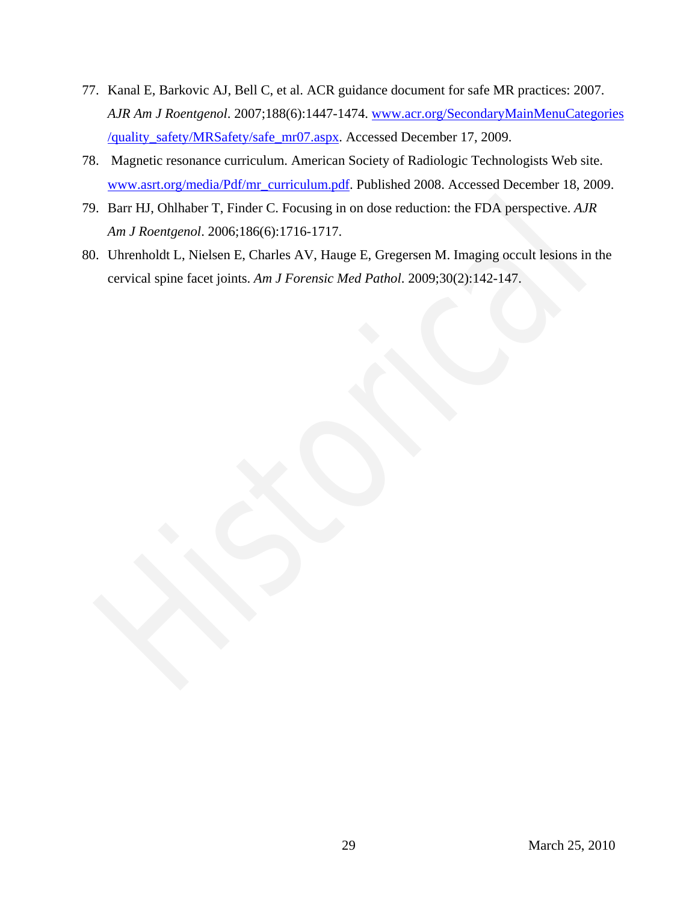77. Kanal E, Barkovic AJ, Bell C, et al. ACR guidance document for safe MR practices: 2007. *AJR Am J Roentgenol*. 2007;188(6):1447-1474. www.acr.org/SecondaryMainMenuCategories/quality_safety/MRSafety/safe_mr07.aspx. Accessed December 17, 2009.
78. Magnetic resonance curriculum. American Society of Radiologic Technologists Web site. www.asrt.org/media/Pdf/mr_curriculum.pdf. Published 2008. Accessed December 18, 2009.
79. Barr HJ, Ohlhaber T, Finder C. Focusing in on dose reduction: the FDA perspective. *AJR Am J Roentgenol*. 2006;186(6):1716-1717.
80. Uhrenholdt L, Nielsen E, Charles AV, Hauge E, Gregersen M. Imaging occult lesions in the cervical spine facet joints. *Am J Forensic Med Pathol*. 2009;30(2):142-147.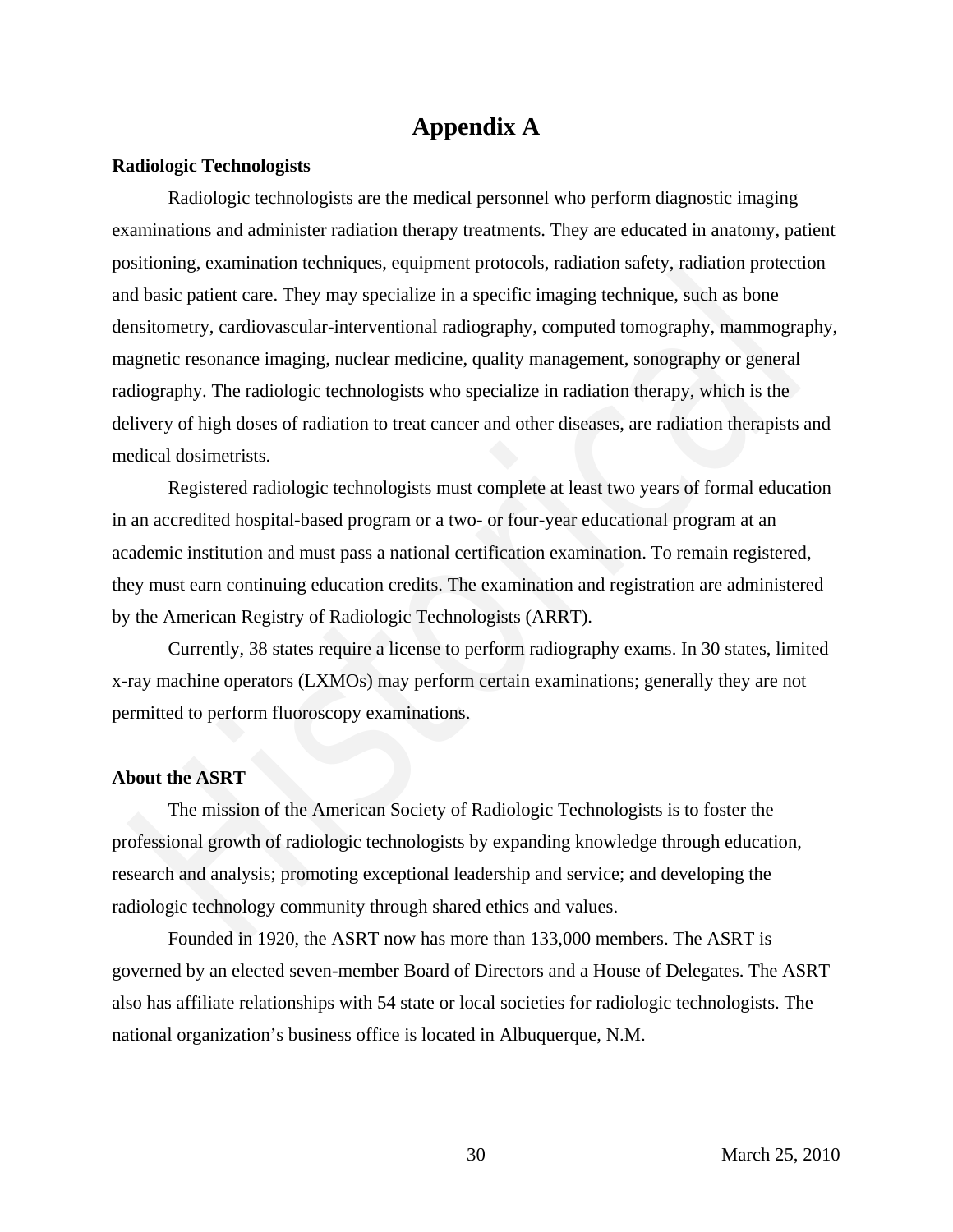# Appendix A

**Radiologic Technologists**

Radiologic technologists are the medical personnel who perform diagnostic imaging examinations and administer radiation therapy treatments. They are educated in anatomy, patient positioning, examination techniques, equipment protocols, radiation safety, radiation protection and basic patient care. They may specialize in a specific imaging technique, such as bone densitometry, cardiovascular-interventional radiography, computed tomography, mammography, magnetic resonance imaging, nuclear medicine, quality management, sonography or general radiography. The radiologic technologists who specialize in radiation therapy, which is the delivery of high doses of radiation to treat cancer and other diseases, are radiation therapists and medical dosimetrists.

Registered radiologic technologists must complete at least two years of formal education in an accredited hospital-based program or a two- or four-year educational program at an academic institution and must pass a national certification examination. To remain registered, they must earn continuing education credits. The examination and registration are administered by the American Registry of Radiologic Technologists (ARRT).

Currently, 38 states require a license to perform radiography exams. In 30 states, limited x-ray machine operators (LXMOs) may perform certain examinations; generally they are not permitted to perform fluoroscopy examinations.

**About the ASRT**

The mission of the American Society of Radiologic Technologists is to foster the professional growth of radiologic technologists by expanding knowledge through education, research and analysis; promoting exceptional leadership and service; and developing the radiologic technology community through shared ethics and values.

Founded in 1920, the ASRT now has more than 133,000 members. The ASRT is governed by an elected seven-member Board of Directors and a House of Delegates. The ASRT also has affiliate relationships with 54 state or local societies for radiologic technologists. The national organization's business office is located in Albuquerque, N.M.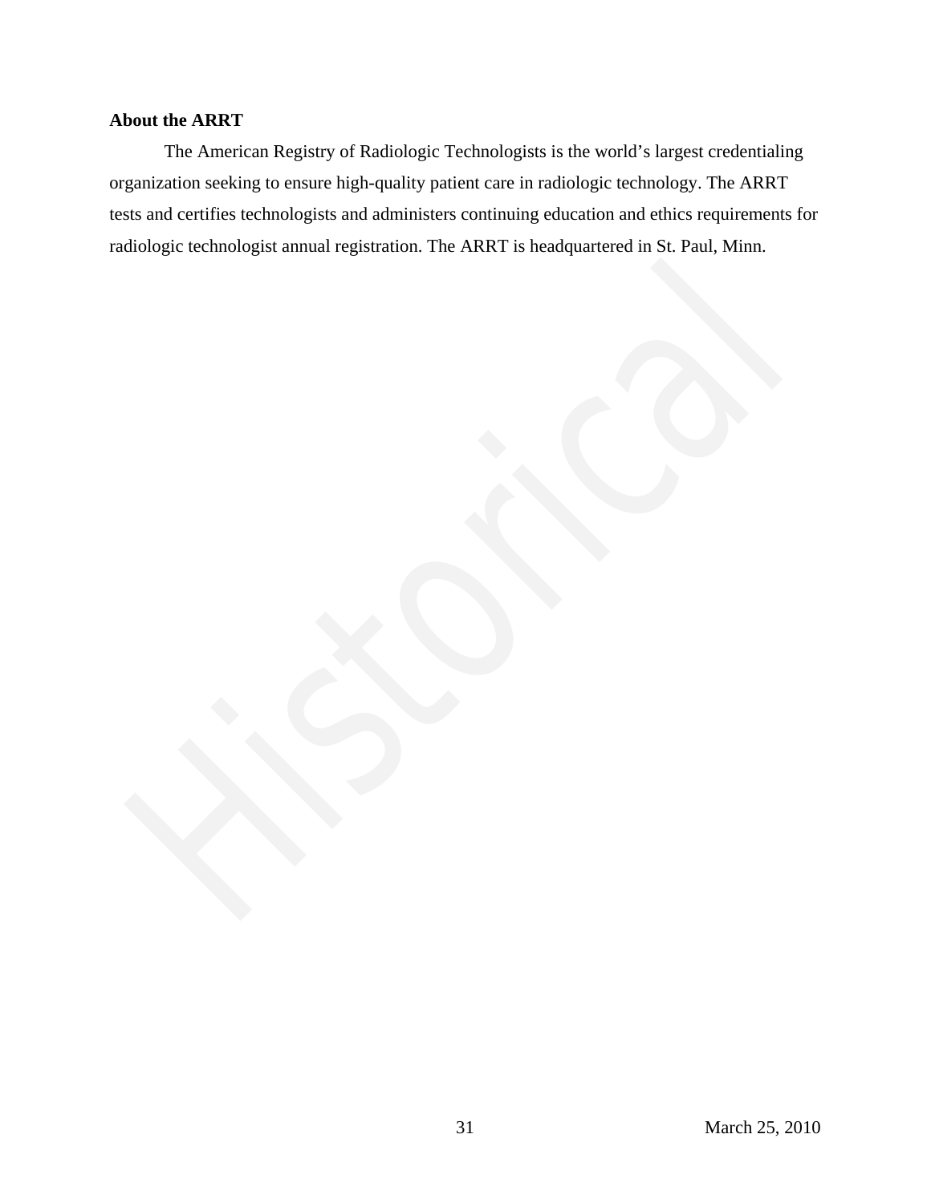**About the ARRT**

The American Registry of Radiologic Technologists is the world's largest credentialing organization seeking to ensure high-quality patient care in radiologic technology. The ARRT tests and certifies technologists and administers continuing education and ethics requirements for radiologic technologist annual registration. The ARRT is headquartered in St. Paul, Minn.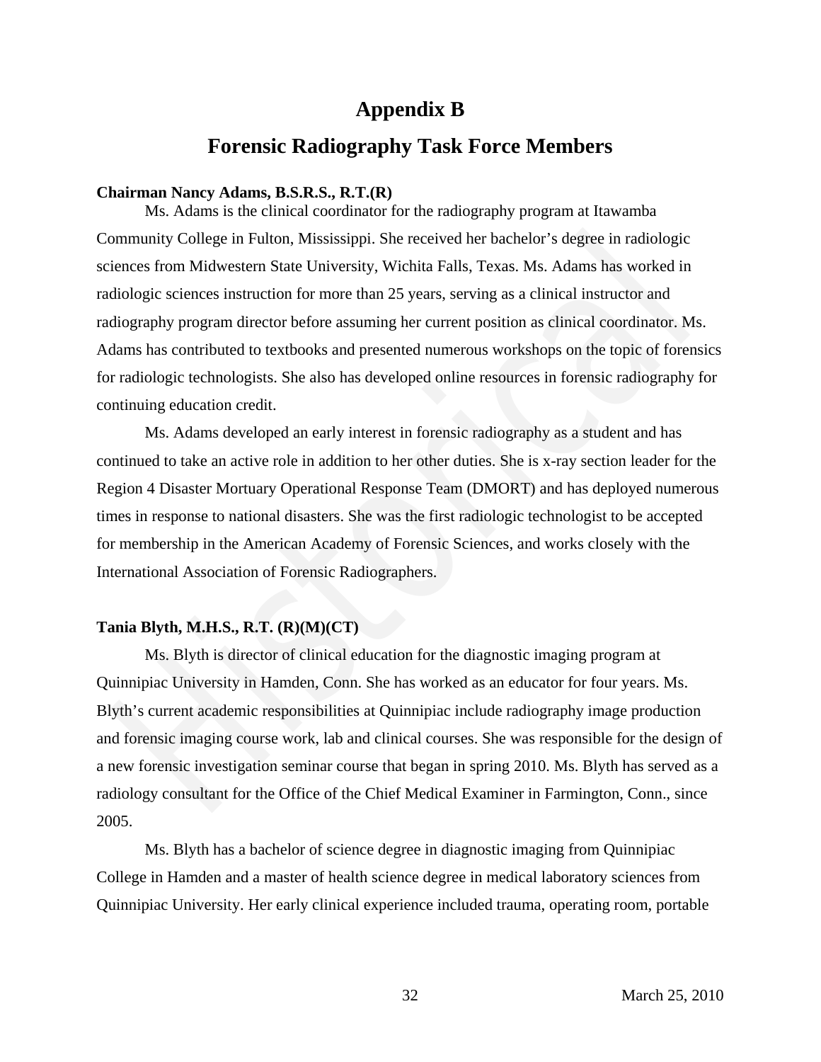# Appendix B

# Forensic Radiography Task Force Members

**Chairman Nancy Adams, B.S.R.S., R.T.(R)**

Ms. Adams is the clinical coordinator for the radiography program at Itawamba Community College in Fulton, Mississippi. She received her bachelor's degree in radiologic sciences from Midwestern State University, Wichita Falls, Texas. Ms. Adams has worked in radiologic sciences instruction for more than 25 years, serving as a clinical instructor and radiography program director before assuming her current position as clinical coordinator. Ms. Adams has contributed to textbooks and presented numerous workshops on the topic of forensics for radiologic technologists. She also has developed online resources in forensic radiography for continuing education credit.

Ms. Adams developed an early interest in forensic radiography as a student and has continued to take an active role in addition to her other duties. She is x-ray section leader for the Region 4 Disaster Mortuary Operational Response Team (DMORT) and has deployed numerous times in response to national disasters. She was the first radiologic technologist to be accepted for membership in the American Academy of Forensic Sciences, and works closely with the International Association of Forensic Radiographers.

**Tania Blyth, M.H.S., R.T. (R)(M)(CT)**

Ms. Blyth is director of clinical education for the diagnostic imaging program at Quinnipiac University in Hamden, Conn. She has worked as an educator for four years. Ms. Blyth's current academic responsibilities at Quinnipiac include radiography image production and forensic imaging course work, lab and clinical courses. She was responsible for the design of a new forensic investigation seminar course that began in spring 2010. Ms. Blyth has served as a radiology consultant for the Office of the Chief Medical Examiner in Farmington, Conn., since 2005.

Ms. Blyth has a bachelor of science degree in diagnostic imaging from Quinnipiac College in Hamden and a master of health science degree in medical laboratory sciences from Quinnipiac University. Her early clinical experience included trauma, operating room, portable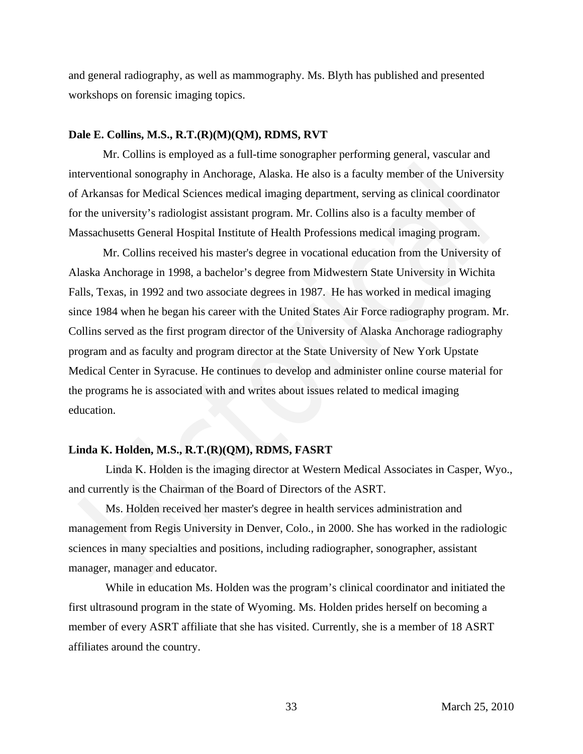and general radiography, as well as mammography. Ms. Blyth has published and presented workshops on forensic imaging topics.

**Dale E. Collins, M.S., R.T.(R)(M)(QM), RDMS, RVT**

Mr. Collins is employed as a full-time sonographer performing general, vascular and interventional sonography in Anchorage, Alaska. He also is a faculty member of the University of Arkansas for Medical Sciences medical imaging department, serving as clinical coordinator for the university's radiologist assistant program. Mr. Collins also is a faculty member of Massachusetts General Hospital Institute of Health Professions medical imaging program.

Mr. Collins received his master's degree in vocational education from the University of Alaska Anchorage in 1998, a bachelor's degree from Midwestern State University in Wichita Falls, Texas, in 1992 and two associate degrees in 1987. He has worked in medical imaging since 1984 when he began his career with the United States Air Force radiography program. Mr. Collins served as the first program director of the University of Alaska Anchorage radiography program and as faculty and program director at the State University of New York Upstate Medical Center in Syracuse. He continues to develop and administer online course material for the programs he is associated with and writes about issues related to medical imaging education.

**Linda K. Holden, M.S., R.T.(R)(QM), RDMS, FASRT**

Linda K. Holden is the imaging director at Western Medical Associates in Casper, Wyo., and currently is the Chairman of the Board of Directors of the ASRT.

Ms. Holden received her master's degree in health services administration and management from Regis University in Denver, Colo., in 2000. She has worked in the radiologic sciences in many specialties and positions, including radiographer, sonographer, assistant manager, manager and educator.

While in education Ms. Holden was the program's clinical coordinator and initiated the first ultrasound program in the state of Wyoming. Ms. Holden prides herself on becoming a member of every ASRT affiliate that she has visited. Currently, she is a member of 18 ASRT affiliates around the country.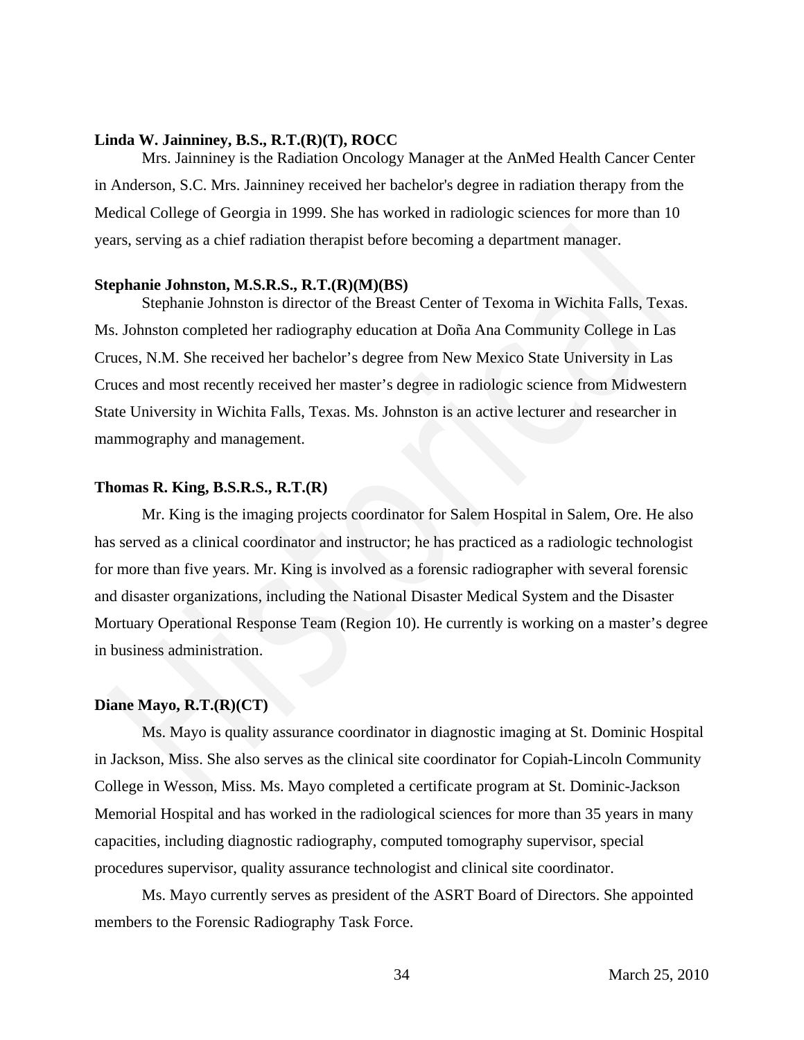**Linda W. Jainniney, B.S., R.T.(R)(T), ROCC**

Mrs. Jainniney is the Radiation Oncology Manager at the AnMed Health Cancer Center in Anderson, S.C. Mrs. Jainniney received her bachelor's degree in radiation therapy from the Medical College of Georgia in 1999. She has worked in radiologic sciences for more than 10 years, serving as a chief radiation therapist before becoming a department manager.

**Stephanie Johnston, M.S.R.S., R.T.(R)(M)(BS)**

Stephanie Johnston is director of the Breast Center of Texoma in Wichita Falls, Texas. Ms. Johnston completed her radiography education at Doña Ana Community College in Las Cruces, N.M. She received her bachelor's degree from New Mexico State University in Las Cruces and most recently received her master's degree in radiologic science from Midwestern State University in Wichita Falls, Texas. Ms. Johnston is an active lecturer and researcher in mammography and management.

**Thomas R. King, B.S.R.S., R.T.(R)**

Mr. King is the imaging projects coordinator for Salem Hospital in Salem, Ore. He also has served as a clinical coordinator and instructor; he has practiced as a radiologic technologist for more than five years. Mr. King is involved as a forensic radiographer with several forensic and disaster organizations, including the National Disaster Medical System and the Disaster Mortuary Operational Response Team (Region 10). He currently is working on a master's degree in business administration.

**Diane Mayo, R.T.(R)(CT)**

Ms. Mayo is quality assurance coordinator in diagnostic imaging at St. Dominic Hospital in Jackson, Miss. She also serves as the clinical site coordinator for Copiah-Lincoln Community College in Wesson, Miss. Ms. Mayo completed a certificate program at St. Dominic-Jackson Memorial Hospital and has worked in the radiological sciences for more than 35 years in many capacities, including diagnostic radiography, computed tomography supervisor, special procedures supervisor, quality assurance technologist and clinical site coordinator.

Ms. Mayo currently serves as president of the ASRT Board of Directors. She appointed members to the Forensic Radiography Task Force.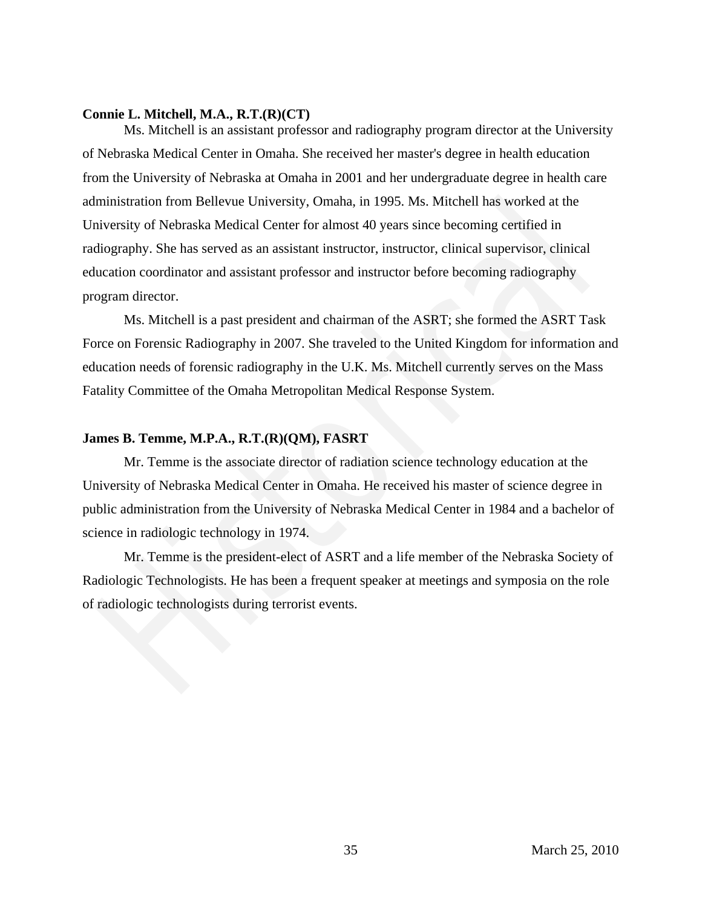**Connie L. Mitchell, M.A., R.T.(R)(CT)**

Ms. Mitchell is an assistant professor and radiography program director at the University of Nebraska Medical Center in Omaha. She received her master's degree in health education from the University of Nebraska at Omaha in 2001 and her undergraduate degree in health care administration from Bellevue University, Omaha, in 1995. Ms. Mitchell has worked at the University of Nebraska Medical Center for almost 40 years since becoming certified in radiography. She has served as an assistant instructor, instructor, clinical supervisor, clinical education coordinator and assistant professor and instructor before becoming radiography program director.

Ms. Mitchell is a past president and chairman of the ASRT; she formed the ASRT Task Force on Forensic Radiography in 2007. She traveled to the United Kingdom for information and education needs of forensic radiography in the U.K. Ms. Mitchell currently serves on the Mass Fatality Committee of the Omaha Metropolitan Medical Response System.

**James B. Temme, M.P.A., R.T.(R)(QM), FASRT**

Mr. Temme is the associate director of radiation science technology education at the University of Nebraska Medical Center in Omaha. He received his master of science degree in public administration from the University of Nebraska Medical Center in 1984 and a bachelor of science in radiologic technology in 1974.

Mr. Temme is the president-elect of ASRT and a life member of the Nebraska Society of Radiologic Technologists. He has been a frequent speaker at meetings and symposia on the role of radiologic technologists during terrorist events.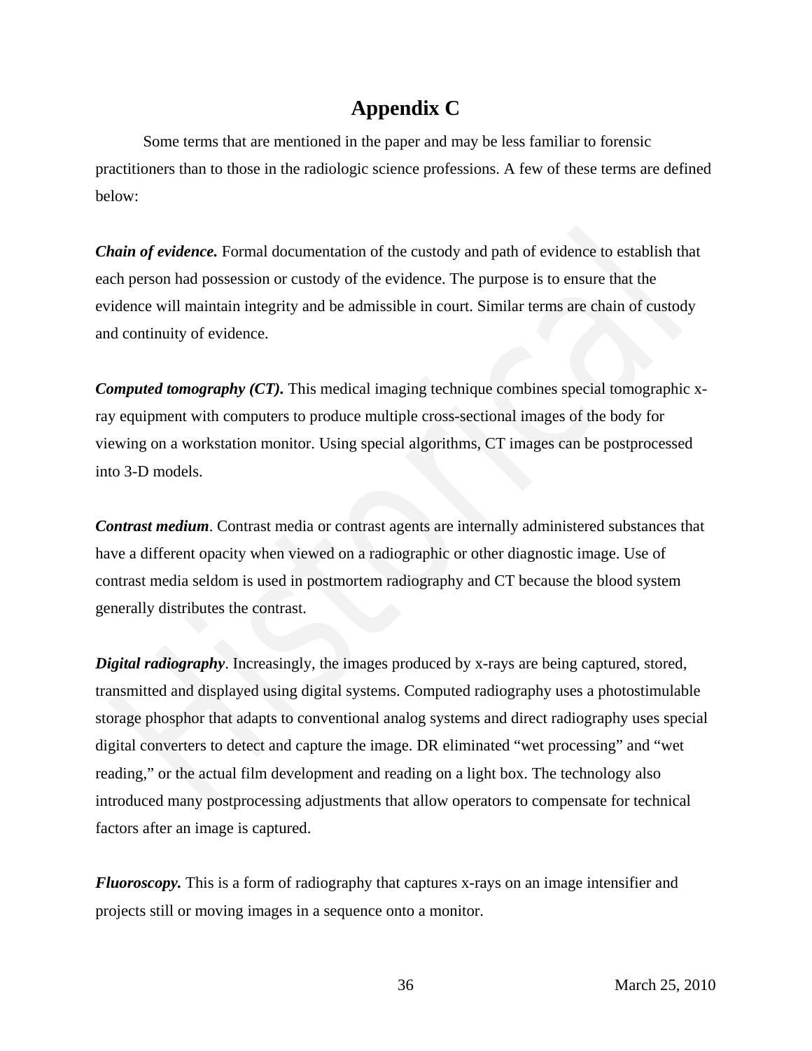# Appendix C

Some terms that are mentioned in the paper and may be less familiar to forensic practitioners than to those in the radiologic science professions. A few of these terms are defined below:

***Chain of evidence.*** Formal documentation of the custody and path of evidence to establish that each person had possession or custody of the evidence. The purpose is to ensure that the evidence will maintain integrity and be admissible in court. Similar terms are chain of custody and continuity of evidence.

***Computed tomography (CT).*** This medical imaging technique combines special tomographic x-ray equipment with computers to produce multiple cross-sectional images of the body for viewing on a workstation monitor. Using special algorithms, CT images can be postprocessed into 3-D models.

***Contrast medium***. Contrast media or contrast agents are internally administered substances that have a different opacity when viewed on a radiographic or other diagnostic image. Use of contrast media seldom is used in postmortem radiography and CT because the blood system generally distributes the contrast.

***Digital radiography***. Increasingly, the images produced by x-rays are being captured, stored, transmitted and displayed using digital systems. Computed radiography uses a photostimulable storage phosphor that adapts to conventional analog systems and direct radiography uses special digital converters to detect and capture the image. DR eliminated "wet processing" and "wet reading," or the actual film development and reading on a light box. The technology also introduced many postprocessing adjustments that allow operators to compensate for technical factors after an image is captured.

***Fluoroscopy.*** This is a form of radiography that captures x-rays on an image intensifier and projects still or moving images in a sequence onto a monitor.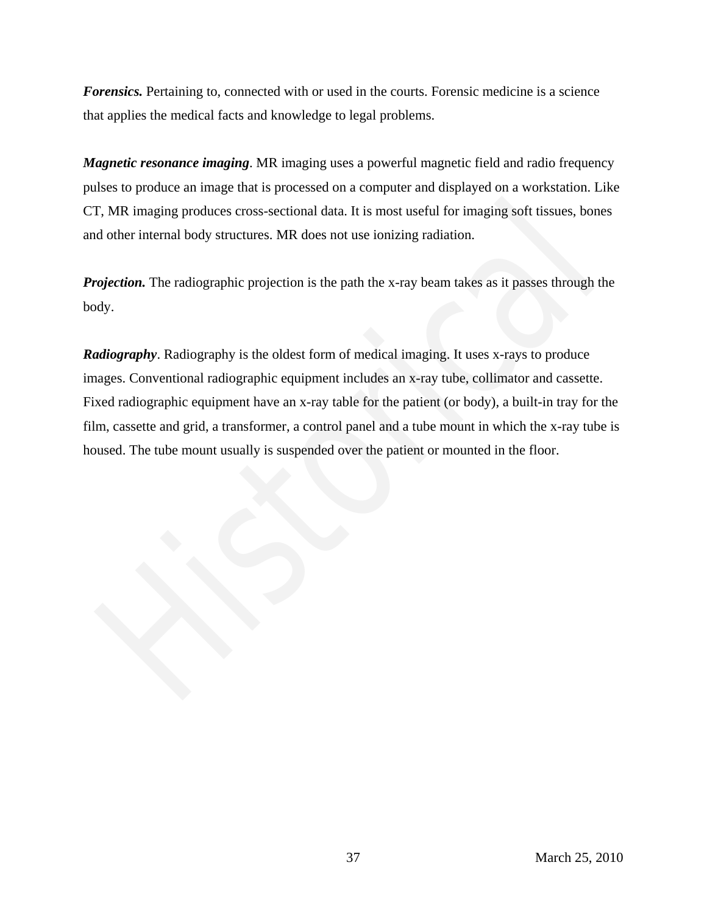***Forensics.*** Pertaining to, connected with or used in the courts. Forensic medicine is a science that applies the medical facts and knowledge to legal problems.

***Magnetic resonance imaging***. MR imaging uses a powerful magnetic field and radio frequency pulses to produce an image that is processed on a computer and displayed on a workstation. Like CT, MR imaging produces cross-sectional data. It is most useful for imaging soft tissues, bones and other internal body structures. MR does not use ionizing radiation.

***Projection.*** The radiographic projection is the path the x-ray beam takes as it passes through the body.

***Radiography***. Radiography is the oldest form of medical imaging. It uses x-rays to produce images. Conventional radiographic equipment includes an x-ray tube, collimator and cassette. Fixed radiographic equipment have an x-ray table for the patient (or body), a built-in tray for the film, cassette and grid, a transformer, a control panel and a tube mount in which the x-ray tube is housed. The tube mount usually is suspended over the patient or mounted in the floor.